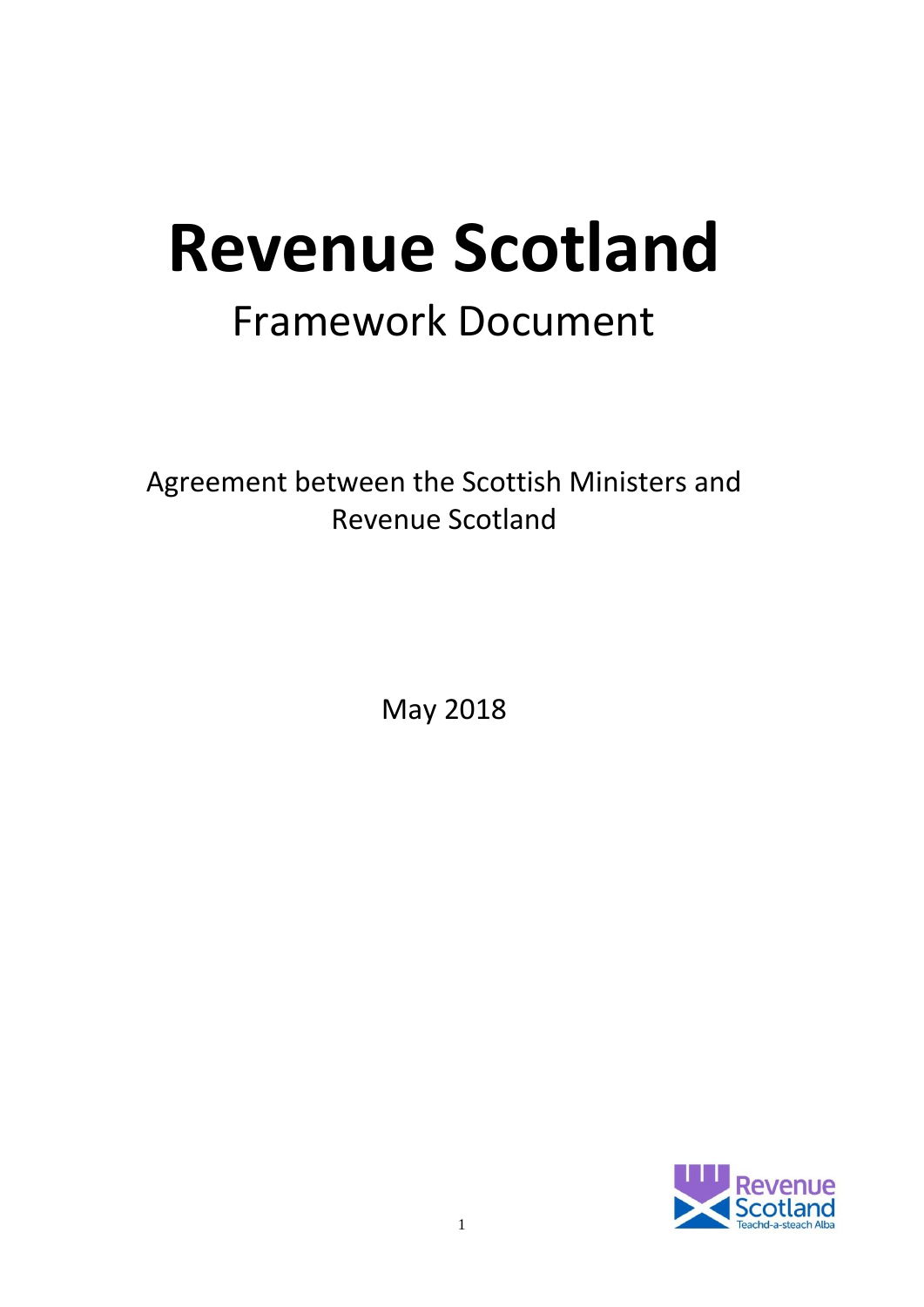# Revenue Scotland

## Framework Document

Agreement between the Scottish Ministers and Revenue Scotland

May 2018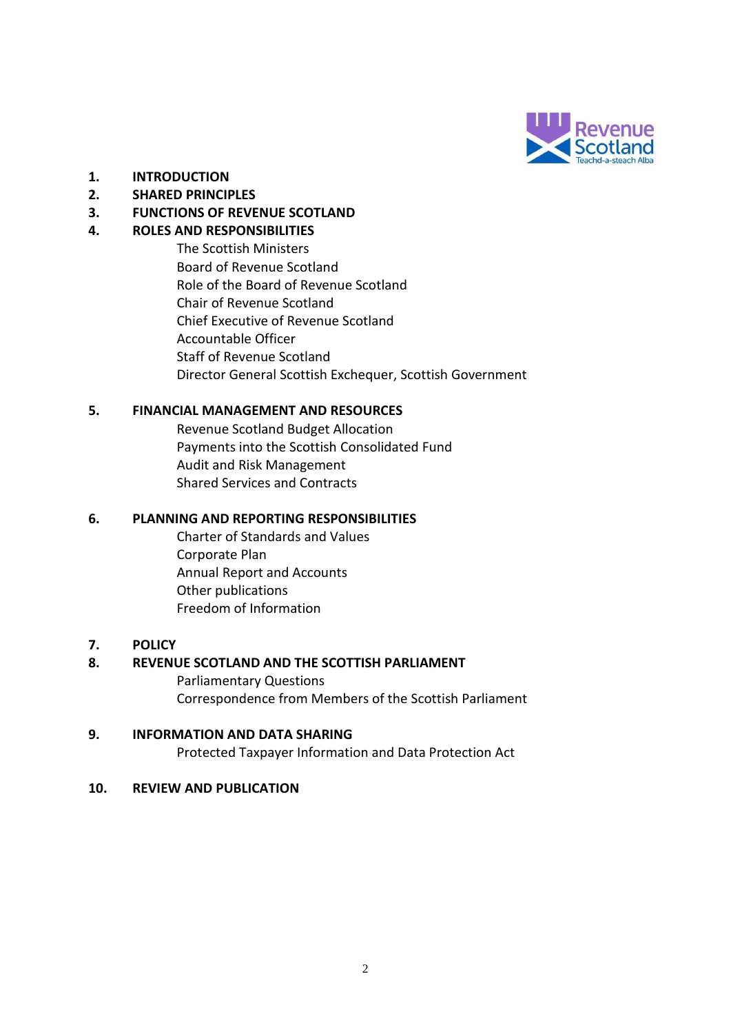1. **INTRODUCTION**
2. **SHARED PRINCIPLES**
3. **FUNCTIONS OF REVENUE SCOTLAND**
4. **ROLES AND RESPONSIBILITIES**
   - The Scottish Ministers
   - Board of Revenue Scotland
   - Role of the Board of Revenue Scotland
   - Chair of Revenue Scotland
   - Chief Executive of Revenue Scotland
   - Accountable Officer
   - Staff of Revenue Scotland
   - Director General Scottish Exchequer, Scottish Government
5. **FINANCIAL MANAGEMENT AND RESOURCES**
   - Revenue Scotland Budget Allocation
   - Payments into the Scottish Consolidated Fund
   - Audit and Risk Management
   - Shared Services and Contracts
6. **PLANNING AND REPORTING RESPONSIBILITIES**
   - Charter of Standards and Values
   - Corporate Plan
   - Annual Report and Accounts
   - Other publications
   - Freedom of Information
7. **POLICY**
8. **REVENUE SCOTLAND AND THE SCOTTISH PARLIAMENT**
   - Parliamentary Questions
   - Correspondence from Members of the Scottish Parliament
9. **INFORMATION AND DATA SHARING**
   - Protected Taxpayer Information and Data Protection Act
10. **REVIEW AND PUBLICATION**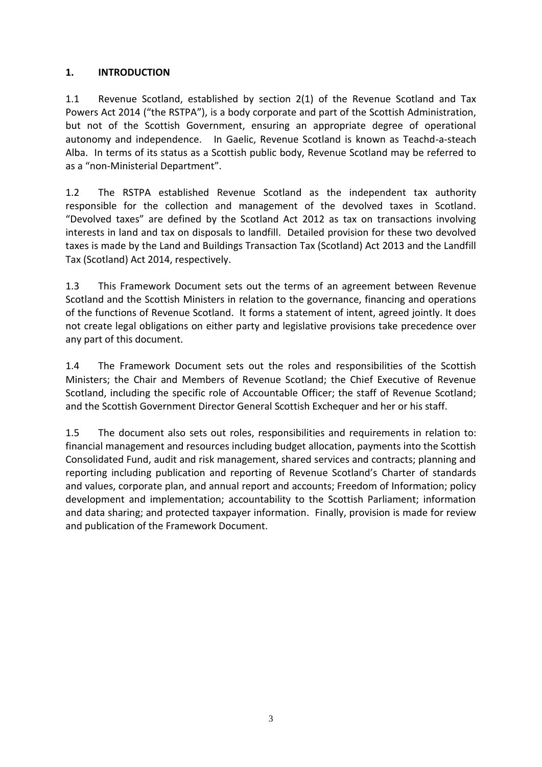## 1. INTRODUCTION

1.1 Revenue Scotland, established by section 2(1) of the Revenue Scotland and Tax Powers Act 2014 ("the RSTPA"), is a body corporate and part of the Scottish Administration, but not of the Scottish Government, ensuring an appropriate degree of operational autonomy and independence. In Gaelic, Revenue Scotland is known as Teachd-a-steach Alba. In terms of its status as a Scottish public body, Revenue Scotland may be referred to as a "non-Ministerial Department".

1.2 The RSTPA established Revenue Scotland as the independent tax authority responsible for the collection and management of the devolved taxes in Scotland. "Devolved taxes" are defined by the Scotland Act 2012 as tax on transactions involving interests in land and tax on disposals to landfill. Detailed provision for these two devolved taxes is made by the Land and Buildings Transaction Tax (Scotland) Act 2013 and the Landfill Tax (Scotland) Act 2014, respectively.

1.3 This Framework Document sets out the terms of an agreement between Revenue Scotland and the Scottish Ministers in relation to the governance, financing and operations of the functions of Revenue Scotland. It forms a statement of intent, agreed jointly. It does not create legal obligations on either party and legislative provisions take precedence over any part of this document.

1.4 The Framework Document sets out the roles and responsibilities of the Scottish Ministers; the Chair and Members of Revenue Scotland; the Chief Executive of Revenue Scotland, including the specific role of Accountable Officer; the staff of Revenue Scotland; and the Scottish Government Director General Scottish Exchequer and her or his staff.

1.5 The document also sets out roles, responsibilities and requirements in relation to: financial management and resources including budget allocation, payments into the Scottish Consolidated Fund, audit and risk management, shared services and contracts; planning and reporting including publication and reporting of Revenue Scotland's Charter of standards and values, corporate plan, and annual report and accounts; Freedom of Information; policy development and implementation; accountability to the Scottish Parliament; information and data sharing; and protected taxpayer information. Finally, provision is made for review and publication of the Framework Document.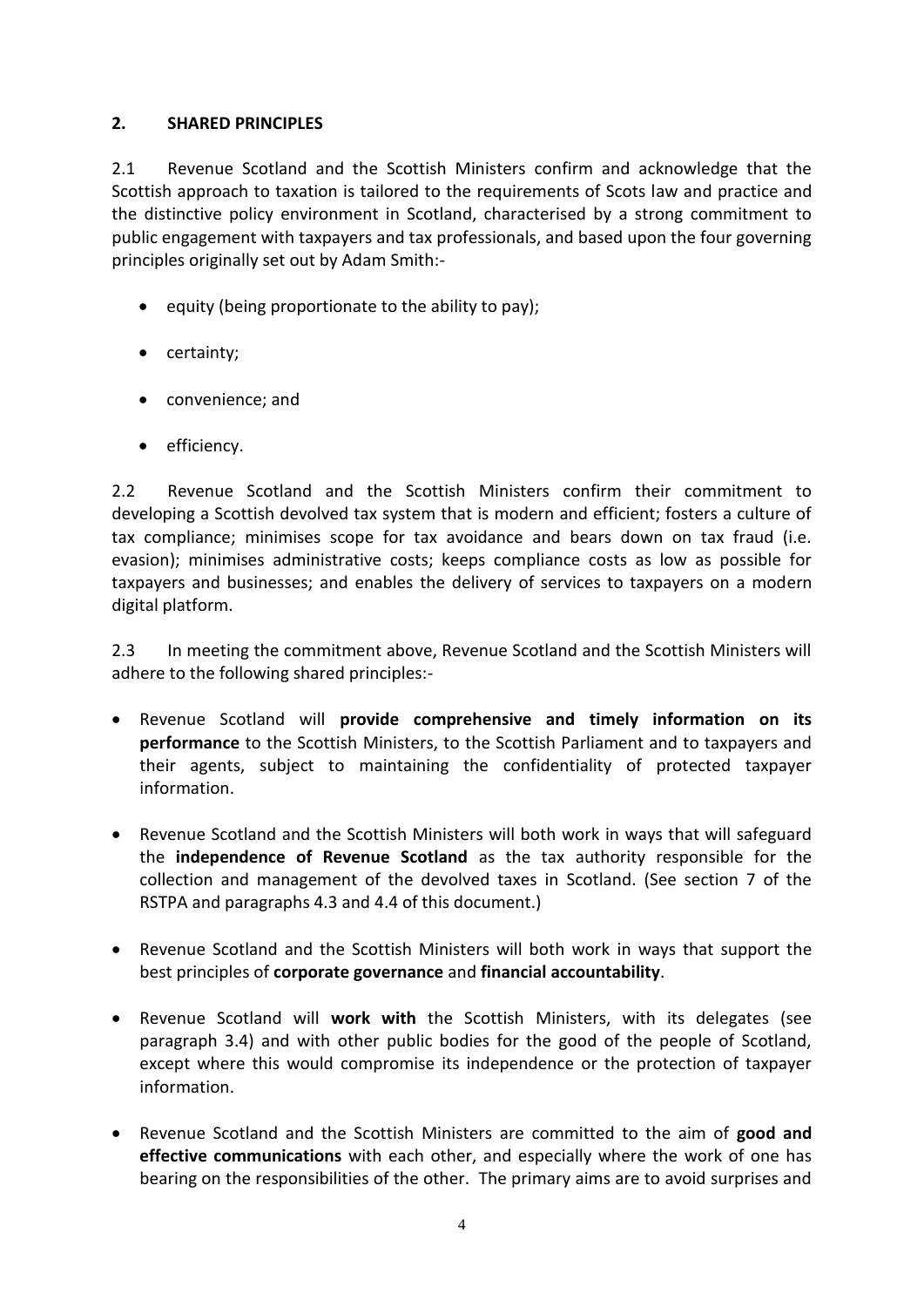## 2. SHARED PRINCIPLES

2.1 Revenue Scotland and the Scottish Ministers confirm and acknowledge that the Scottish approach to taxation is tailored to the requirements of Scots law and practice and the distinctive policy environment in Scotland, characterised by a strong commitment to public engagement with taxpayers and tax professionals, and based upon the four governing principles originally set out by Adam Smith:-

- equity (being proportionate to the ability to pay);
- certainty;
- convenience; and
- efficiency.

2.2 Revenue Scotland and the Scottish Ministers confirm their commitment to developing a Scottish devolved tax system that is modern and efficient; fosters a culture of tax compliance; minimises scope for tax avoidance and bears down on tax fraud (i.e. evasion); minimises administrative costs; keeps compliance costs as low as possible for taxpayers and businesses; and enables the delivery of services to taxpayers on a modern digital platform.

2.3 In meeting the commitment above, Revenue Scotland and the Scottish Ministers will adhere to the following shared principles:-

- Revenue Scotland will **provide comprehensive and timely information on its performance** to the Scottish Ministers, to the Scottish Parliament and to taxpayers and their agents, subject to maintaining the confidentiality of protected taxpayer information.
- Revenue Scotland and the Scottish Ministers will both work in ways that will safeguard the **independence of Revenue Scotland** as the tax authority responsible for the collection and management of the devolved taxes in Scotland. (See section 7 of the RSTPA and paragraphs 4.3 and 4.4 of this document.)
- Revenue Scotland and the Scottish Ministers will both work in ways that support the best principles of **corporate governance** and **financial accountability**.
- Revenue Scotland will **work with** the Scottish Ministers, with its delegates (see paragraph 3.4) and with other public bodies for the good of the people of Scotland, except where this would compromise its independence or the protection of taxpayer information.
- Revenue Scotland and the Scottish Ministers are committed to the aim of **good and effective communications** with each other, and especially where the work of one has bearing on the responsibilities of the other. The primary aims are to avoid surprises and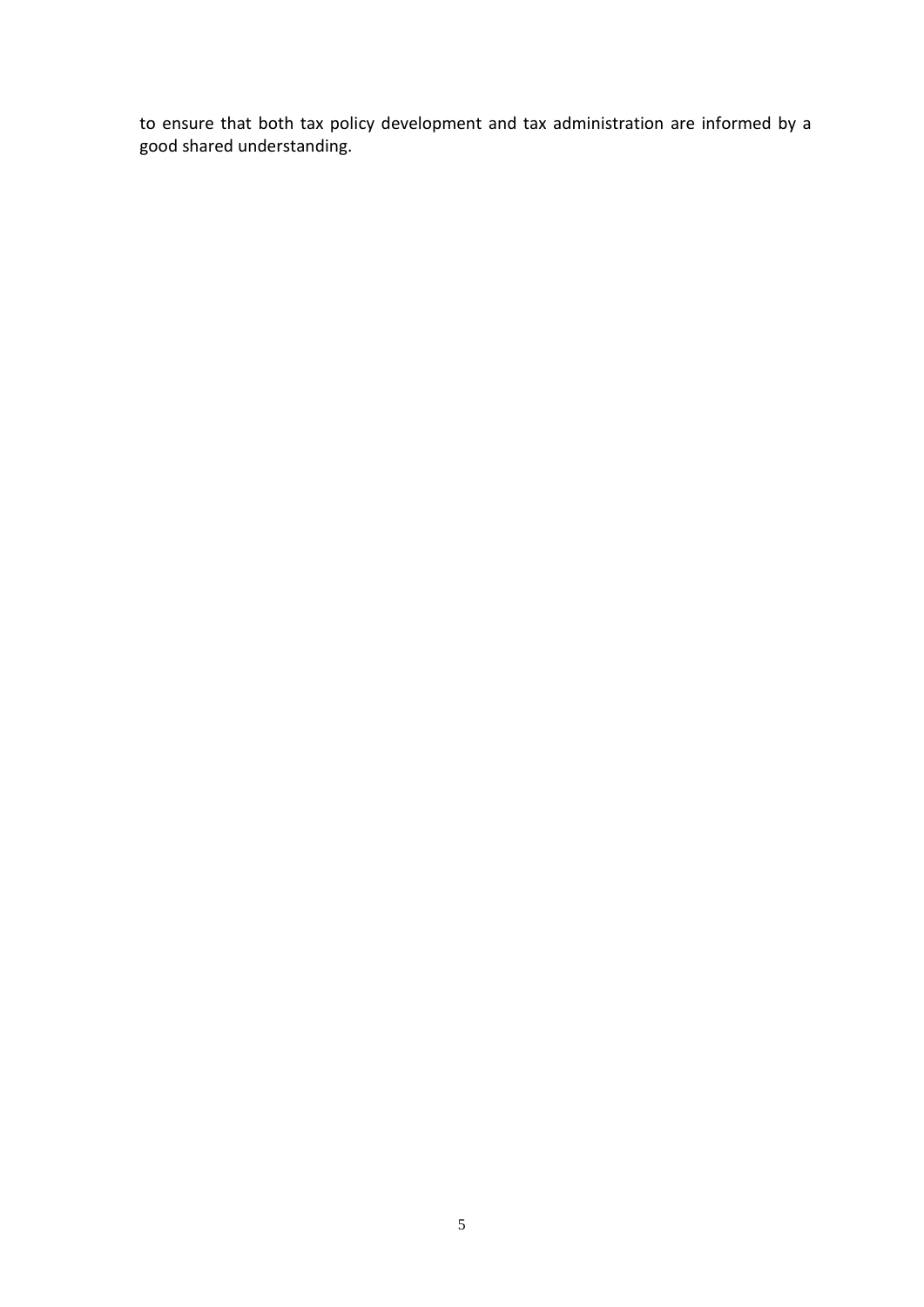to ensure that both tax policy development and tax administration are informed by a good shared understanding.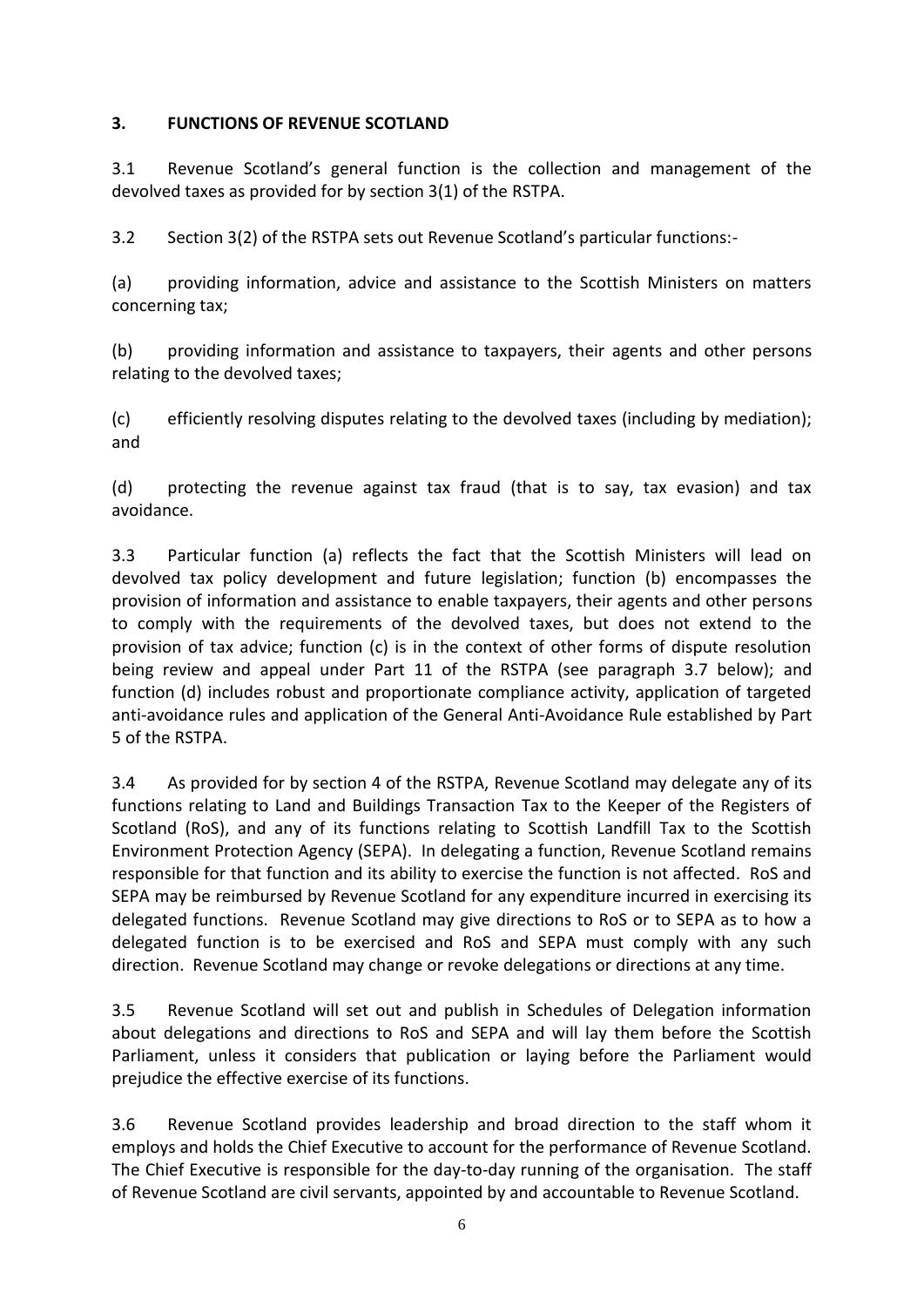## 3. FUNCTIONS OF REVENUE SCOTLAND

3.1 Revenue Scotland's general function is the collection and management of the devolved taxes as provided for by section 3(1) of the RSTPA.

3.2 Section 3(2) of the RSTPA sets out Revenue Scotland's particular functions:-

(a) providing information, advice and assistance to the Scottish Ministers on matters concerning tax;

(b) providing information and assistance to taxpayers, their agents and other persons relating to the devolved taxes;

(c) efficiently resolving disputes relating to the devolved taxes (including by mediation); and

(d) protecting the revenue against tax fraud (that is to say, tax evasion) and tax avoidance.

3.3 Particular function (a) reflects the fact that the Scottish Ministers will lead on devolved tax policy development and future legislation; function (b) encompasses the provision of information and assistance to enable taxpayers, their agents and other persons to comply with the requirements of the devolved taxes, but does not extend to the provision of tax advice; function (c) is in the context of other forms of dispute resolution being review and appeal under Part 11 of the RSTPA (see paragraph 3.7 below); and function (d) includes robust and proportionate compliance activity, application of targeted anti-avoidance rules and application of the General Anti-Avoidance Rule established by Part 5 of the RSTPA.

3.4 As provided for by section 4 of the RSTPA, Revenue Scotland may delegate any of its functions relating to Land and Buildings Transaction Tax to the Keeper of the Registers of Scotland (RoS), and any of its functions relating to Scottish Landfill Tax to the Scottish Environment Protection Agency (SEPA). In delegating a function, Revenue Scotland remains responsible for that function and its ability to exercise the function is not affected. RoS and SEPA may be reimbursed by Revenue Scotland for any expenditure incurred in exercising its delegated functions. Revenue Scotland may give directions to RoS or to SEPA as to how a delegated function is to be exercised and RoS and SEPA must comply with any such direction. Revenue Scotland may change or revoke delegations or directions at any time.

3.5 Revenue Scotland will set out and publish in Schedules of Delegation information about delegations and directions to RoS and SEPA and will lay them before the Scottish Parliament, unless it considers that publication or laying before the Parliament would prejudice the effective exercise of its functions.

3.6 Revenue Scotland provides leadership and broad direction to the staff whom it employs and holds the Chief Executive to account for the performance of Revenue Scotland. The Chief Executive is responsible for the day-to-day running of the organisation. The staff of Revenue Scotland are civil servants, appointed by and accountable to Revenue Scotland.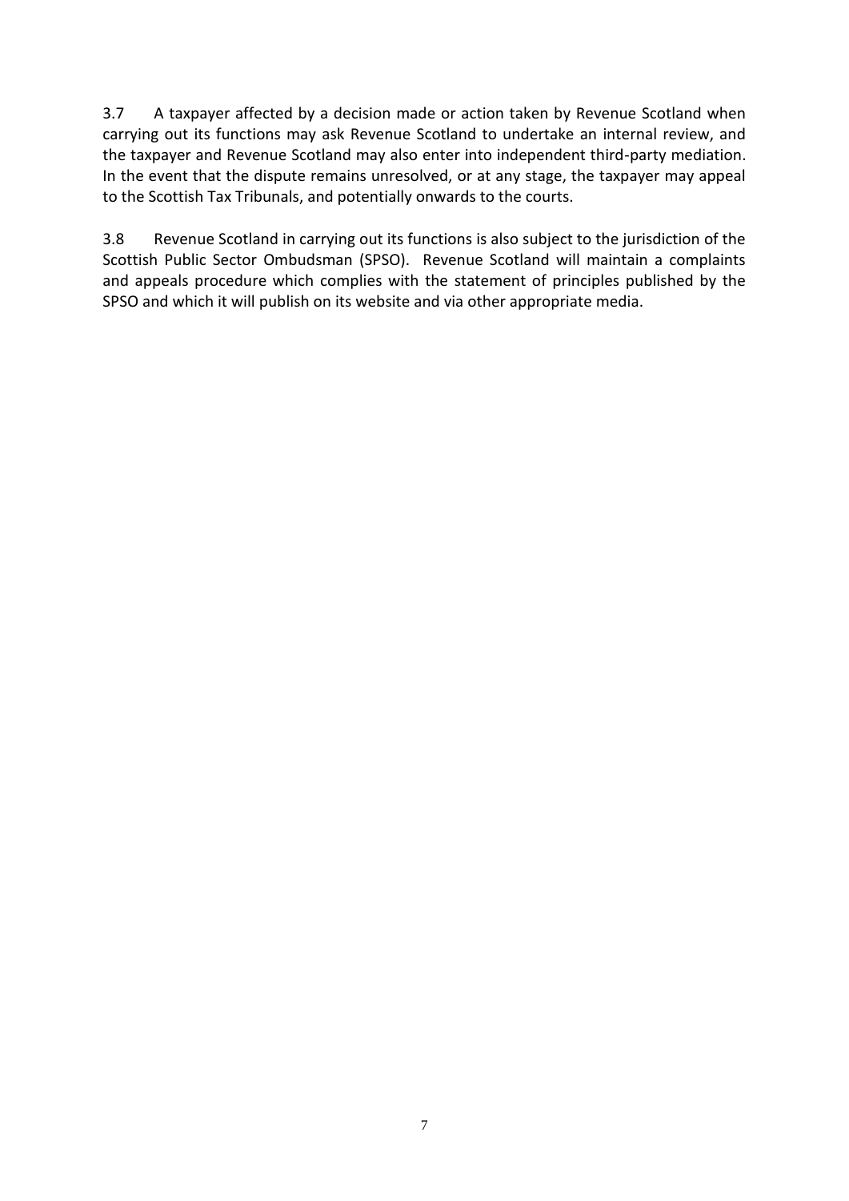3.7 A taxpayer affected by a decision made or action taken by Revenue Scotland when carrying out its functions may ask Revenue Scotland to undertake an internal review, and the taxpayer and Revenue Scotland may also enter into independent third-party mediation. In the event that the dispute remains unresolved, or at any stage, the taxpayer may appeal to the Scottish Tax Tribunals, and potentially onwards to the courts.

3.8 Revenue Scotland in carrying out its functions is also subject to the jurisdiction of the Scottish Public Sector Ombudsman (SPSO). Revenue Scotland will maintain a complaints and appeals procedure which complies with the statement of principles published by the SPSO and which it will publish on its website and via other appropriate media.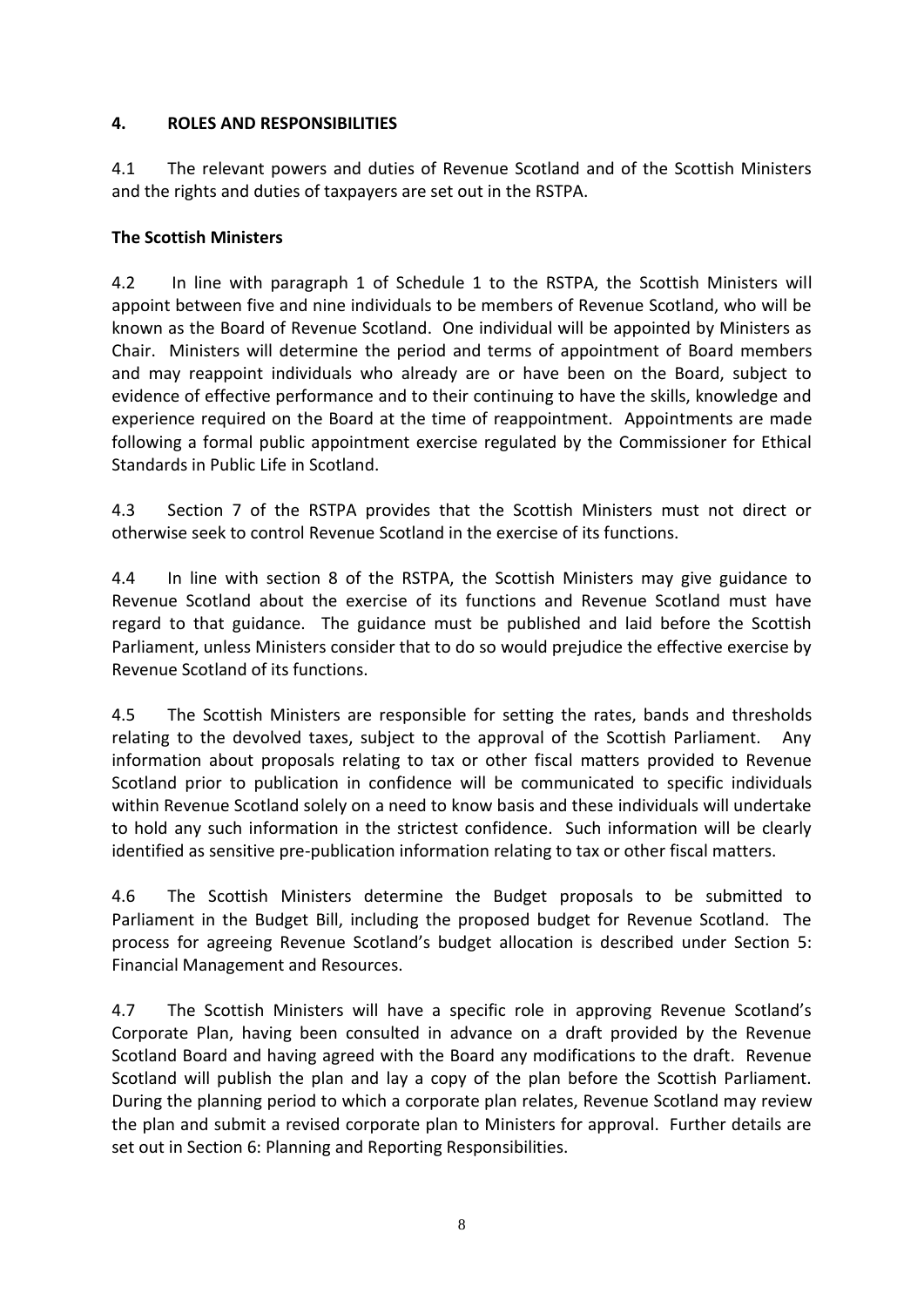## 4. ROLES AND RESPONSIBILITIES

4.1 The relevant powers and duties of Revenue Scotland and of the Scottish Ministers and the rights and duties of taxpayers are set out in the RSTPA.

### The Scottish Ministers

4.2 In line with paragraph 1 of Schedule 1 to the RSTPA, the Scottish Ministers will appoint between five and nine individuals to be members of Revenue Scotland, who will be known as the Board of Revenue Scotland. One individual will be appointed by Ministers as Chair. Ministers will determine the period and terms of appointment of Board members and may reappoint individuals who already are or have been on the Board, subject to evidence of effective performance and to their continuing to have the skills, knowledge and experience required on the Board at the time of reappointment. Appointments are made following a formal public appointment exercise regulated by the Commissioner for Ethical Standards in Public Life in Scotland.

4.3 Section 7 of the RSTPA provides that the Scottish Ministers must not direct or otherwise seek to control Revenue Scotland in the exercise of its functions.

4.4 In line with section 8 of the RSTPA, the Scottish Ministers may give guidance to Revenue Scotland about the exercise of its functions and Revenue Scotland must have regard to that guidance. The guidance must be published and laid before the Scottish Parliament, unless Ministers consider that to do so would prejudice the effective exercise by Revenue Scotland of its functions.

4.5 The Scottish Ministers are responsible for setting the rates, bands and thresholds relating to the devolved taxes, subject to the approval of the Scottish Parliament. Any information about proposals relating to tax or other fiscal matters provided to Revenue Scotland prior to publication in confidence will be communicated to specific individuals within Revenue Scotland solely on a need to know basis and these individuals will undertake to hold any such information in the strictest confidence. Such information will be clearly identified as sensitive pre-publication information relating to tax or other fiscal matters.

4.6 The Scottish Ministers determine the Budget proposals to be submitted to Parliament in the Budget Bill, including the proposed budget for Revenue Scotland. The process for agreeing Revenue Scotland's budget allocation is described under Section 5: Financial Management and Resources.

4.7 The Scottish Ministers will have a specific role in approving Revenue Scotland's Corporate Plan, having been consulted in advance on a draft provided by the Revenue Scotland Board and having agreed with the Board any modifications to the draft. Revenue Scotland will publish the plan and lay a copy of the plan before the Scottish Parliament. During the planning period to which a corporate plan relates, Revenue Scotland may review the plan and submit a revised corporate plan to Ministers for approval. Further details are set out in Section 6: Planning and Reporting Responsibilities.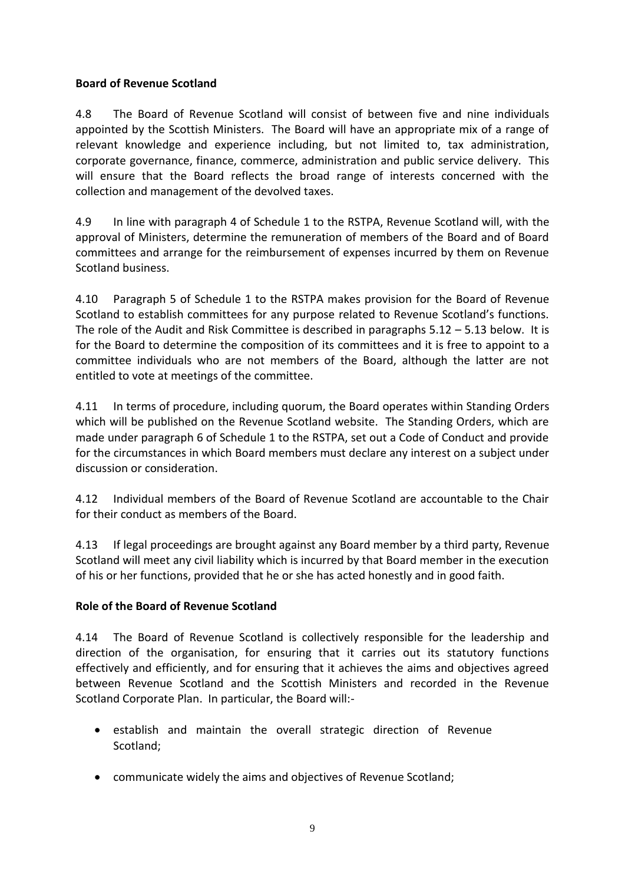**Board of Revenue Scotland**

4.8 The Board of Revenue Scotland will consist of between five and nine individuals appointed by the Scottish Ministers. The Board will have an appropriate mix of a range of relevant knowledge and experience including, but not limited to, tax administration, corporate governance, finance, commerce, administration and public service delivery. This will ensure that the Board reflects the broad range of interests concerned with the collection and management of the devolved taxes.

4.9 In line with paragraph 4 of Schedule 1 to the RSTPA, Revenue Scotland will, with the approval of Ministers, determine the remuneration of members of the Board and of Board committees and arrange for the reimbursement of expenses incurred by them on Revenue Scotland business.

4.10 Paragraph 5 of Schedule 1 to the RSTPA makes provision for the Board of Revenue Scotland to establish committees for any purpose related to Revenue Scotland's functions. The role of the Audit and Risk Committee is described in paragraphs 5.12 – 5.13 below. It is for the Board to determine the composition of its committees and it is free to appoint to a committee individuals who are not members of the Board, although the latter are not entitled to vote at meetings of the committee.

4.11 In terms of procedure, including quorum, the Board operates within Standing Orders which will be published on the Revenue Scotland website. The Standing Orders, which are made under paragraph 6 of Schedule 1 to the RSTPA, set out a Code of Conduct and provide for the circumstances in which Board members must declare any interest on a subject under discussion or consideration.

4.12 Individual members of the Board of Revenue Scotland are accountable to the Chair for their conduct as members of the Board.

4.13 If legal proceedings are brought against any Board member by a third party, Revenue Scotland will meet any civil liability which is incurred by that Board member in the execution of his or her functions, provided that he or she has acted honestly and in good faith.

**Role of the Board of Revenue Scotland**

4.14 The Board of Revenue Scotland is collectively responsible for the leadership and direction of the organisation, for ensuring that it carries out its statutory functions effectively and efficiently, and for ensuring that it achieves the aims and objectives agreed between Revenue Scotland and the Scottish Ministers and recorded in the Revenue Scotland Corporate Plan. In particular, the Board will:-

- establish and maintain the overall strategic direction of Revenue Scotland;
- communicate widely the aims and objectives of Revenue Scotland;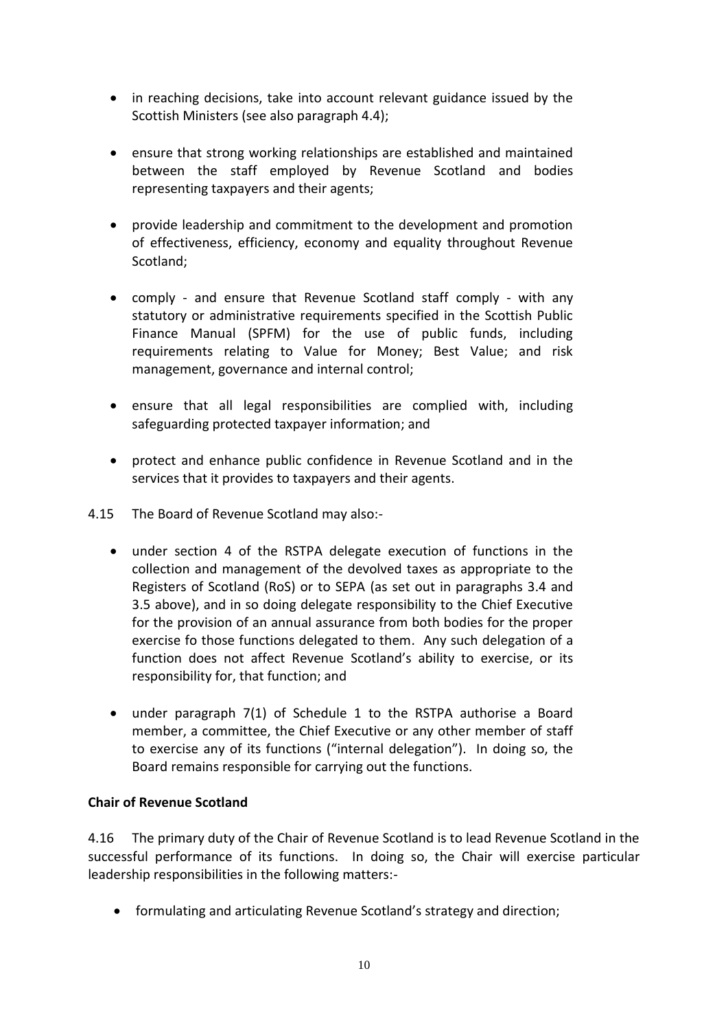- in reaching decisions, take into account relevant guidance issued by the Scottish Ministers (see also paragraph 4.4);

- ensure that strong working relationships are established and maintained between the staff employed by Revenue Scotland and bodies representing taxpayers and their agents;

- provide leadership and commitment to the development and promotion of effectiveness, efficiency, economy and equality throughout Revenue Scotland;

- comply - and ensure that Revenue Scotland staff comply - with any statutory or administrative requirements specified in the Scottish Public Finance Manual (SPFM) for the use of public funds, including requirements relating to Value for Money; Best Value; and risk management, governance and internal control;

- ensure that all legal responsibilities are complied with, including safeguarding protected taxpayer information; and

- protect and enhance public confidence in Revenue Scotland and in the services that it provides to taxpayers and their agents.

4.15 The Board of Revenue Scotland may also:-

- under section 4 of the RSTPA delegate execution of functions in the collection and management of the devolved taxes as appropriate to the Registers of Scotland (RoS) or to SEPA (as set out in paragraphs 3.4 and 3.5 above), and in so doing delegate responsibility to the Chief Executive for the provision of an annual assurance from both bodies for the proper exercise fo those functions delegated to them. Any such delegation of a function does not affect Revenue Scotland's ability to exercise, or its responsibility for, that function; and

- under paragraph 7(1) of Schedule 1 to the RSTPA authorise a Board member, a committee, the Chief Executive or any other member of staff to exercise any of its functions ("internal delegation"). In doing so, the Board remains responsible for carrying out the functions.

**Chair of Revenue Scotland**

4.16 The primary duty of the Chair of Revenue Scotland is to lead Revenue Scotland in the successful performance of its functions. In doing so, the Chair will exercise particular leadership responsibilities in the following matters:-

- formulating and articulating Revenue Scotland's strategy and direction;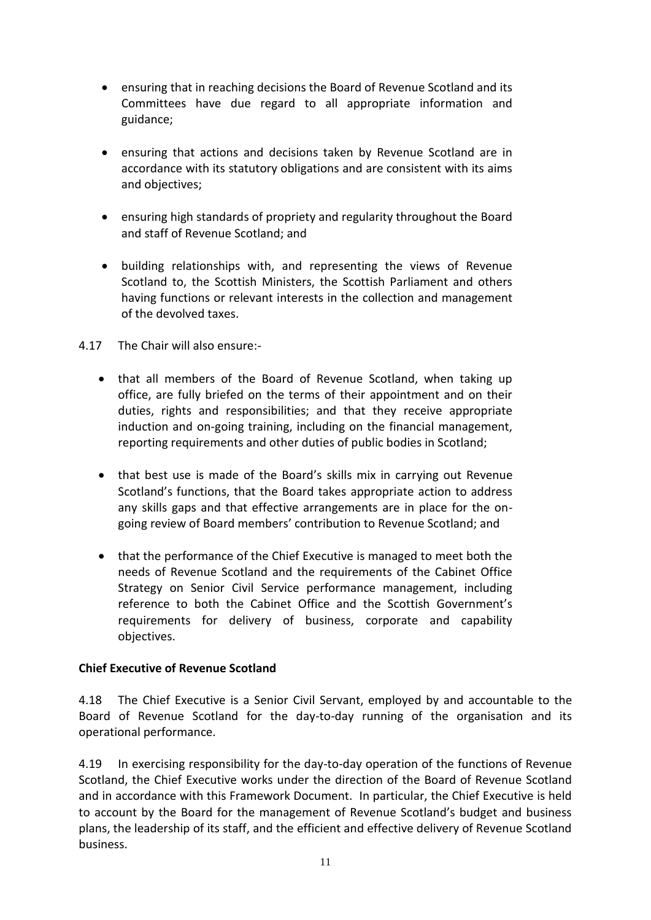- ensuring that in reaching decisions the Board of Revenue Scotland and its Committees have due regard to all appropriate information and guidance;

- ensuring that actions and decisions taken by Revenue Scotland are in accordance with its statutory obligations and are consistent with its aims and objectives;

- ensuring high standards of propriety and regularity throughout the Board and staff of Revenue Scotland; and

- building relationships with, and representing the views of Revenue Scotland to, the Scottish Ministers, the Scottish Parliament and others having functions or relevant interests in the collection and management of the devolved taxes.

4.17 The Chair will also ensure:-

- that all members of the Board of Revenue Scotland, when taking up office, are fully briefed on the terms of their appointment and on their duties, rights and responsibilities; and that they receive appropriate induction and on-going training, including on the financial management, reporting requirements and other duties of public bodies in Scotland;

- that best use is made of the Board's skills mix in carrying out Revenue Scotland's functions, that the Board takes appropriate action to address any skills gaps and that effective arrangements are in place for the on-going review of Board members' contribution to Revenue Scotland; and

- that the performance of the Chief Executive is managed to meet both the needs of Revenue Scotland and the requirements of the Cabinet Office Strategy on Senior Civil Service performance management, including reference to both the Cabinet Office and the Scottish Government's requirements for delivery of business, corporate and capability objectives.

**Chief Executive of Revenue Scotland**

4.18 The Chief Executive is a Senior Civil Servant, employed by and accountable to the Board of Revenue Scotland for the day-to-day running of the organisation and its operational performance.

4.19 In exercising responsibility for the day-to-day operation of the functions of Revenue Scotland, the Chief Executive works under the direction of the Board of Revenue Scotland and in accordance with this Framework Document. In particular, the Chief Executive is held to account by the Board for the management of Revenue Scotland's budget and business plans, the leadership of its staff, and the efficient and effective delivery of Revenue Scotland business.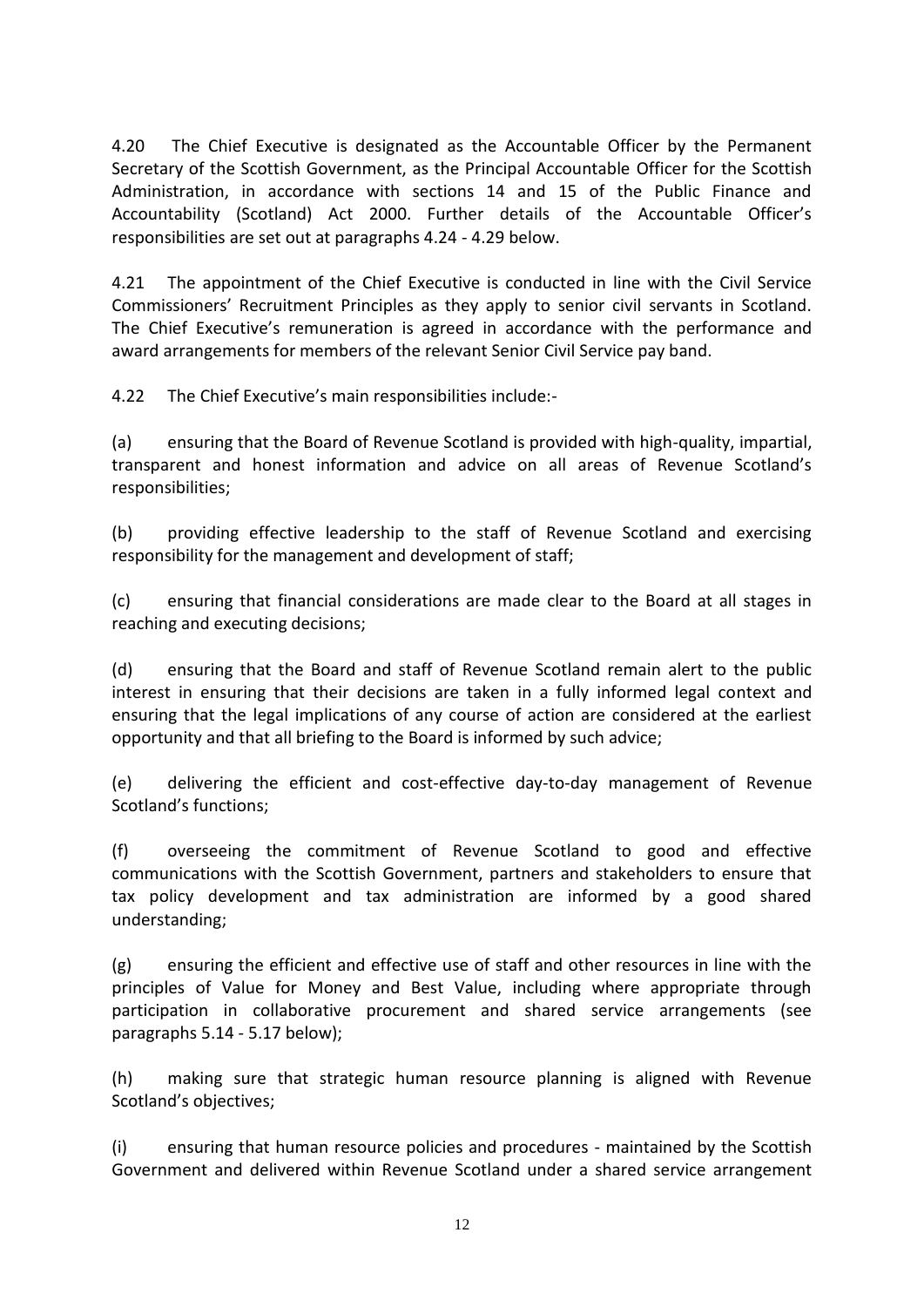4.20 The Chief Executive is designated as the Accountable Officer by the Permanent Secretary of the Scottish Government, as the Principal Accountable Officer for the Scottish Administration, in accordance with sections 14 and 15 of the Public Finance and Accountability (Scotland) Act 2000. Further details of the Accountable Officer's responsibilities are set out at paragraphs 4.24 - 4.29 below.

4.21 The appointment of the Chief Executive is conducted in line with the Civil Service Commissioners' Recruitment Principles as they apply to senior civil servants in Scotland. The Chief Executive's remuneration is agreed in accordance with the performance and award arrangements for members of the relevant Senior Civil Service pay band.

4.22 The Chief Executive's main responsibilities include:-

(a) ensuring that the Board of Revenue Scotland is provided with high-quality, impartial, transparent and honest information and advice on all areas of Revenue Scotland's responsibilities;

(b) providing effective leadership to the staff of Revenue Scotland and exercising responsibility for the management and development of staff;

(c) ensuring that financial considerations are made clear to the Board at all stages in reaching and executing decisions;

(d) ensuring that the Board and staff of Revenue Scotland remain alert to the public interest in ensuring that their decisions are taken in a fully informed legal context and ensuring that the legal implications of any course of action are considered at the earliest opportunity and that all briefing to the Board is informed by such advice;

(e) delivering the efficient and cost-effective day-to-day management of Revenue Scotland's functions;

(f) overseeing the commitment of Revenue Scotland to good and effective communications with the Scottish Government, partners and stakeholders to ensure that tax policy development and tax administration are informed by a good shared understanding;

(g) ensuring the efficient and effective use of staff and other resources in line with the principles of Value for Money and Best Value, including where appropriate through participation in collaborative procurement and shared service arrangements (see paragraphs 5.14 - 5.17 below);

(h) making sure that strategic human resource planning is aligned with Revenue Scotland's objectives;

(i) ensuring that human resource policies and procedures - maintained by the Scottish Government and delivered within Revenue Scotland under a shared service arrangement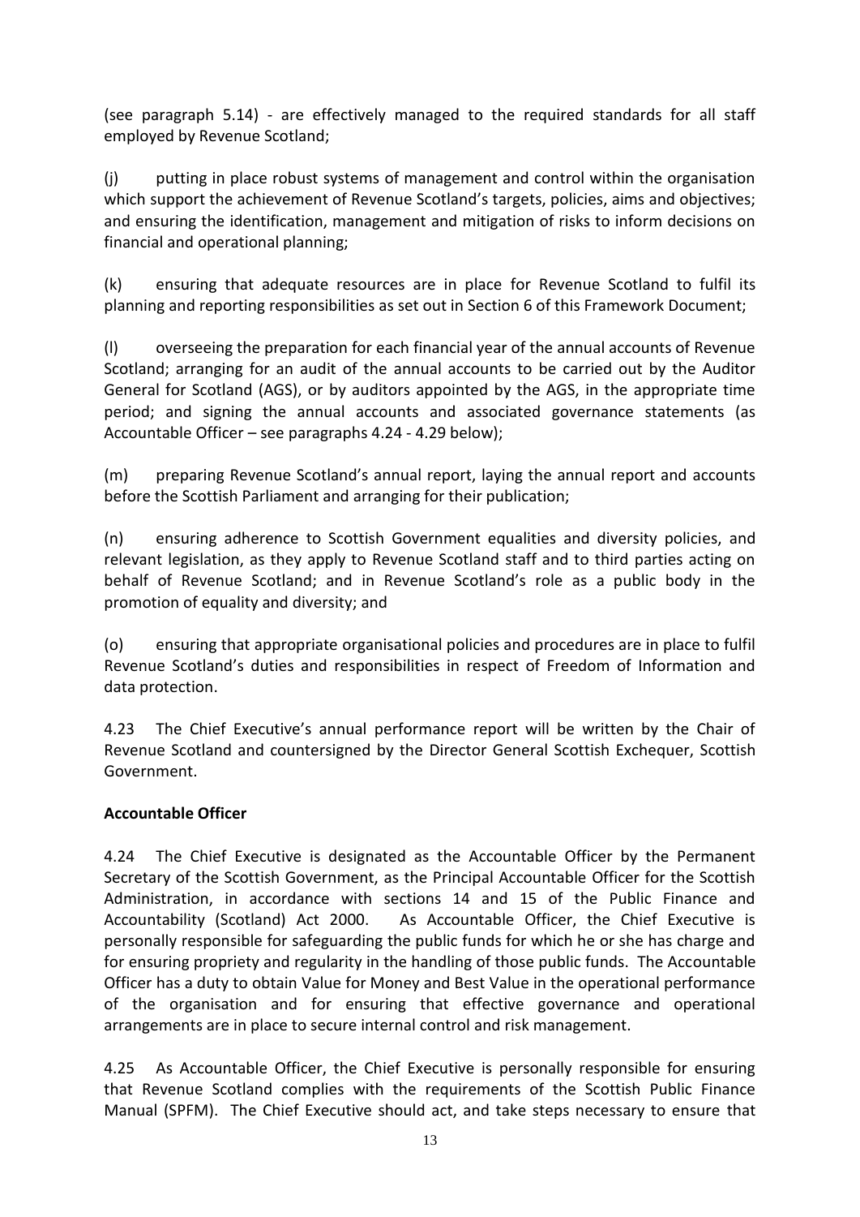(see paragraph 5.14) - are effectively managed to the required standards for all staff employed by Revenue Scotland;

(j) putting in place robust systems of management and control within the organisation which support the achievement of Revenue Scotland's targets, policies, aims and objectives; and ensuring the identification, management and mitigation of risks to inform decisions on financial and operational planning;

(k) ensuring that adequate resources are in place for Revenue Scotland to fulfil its planning and reporting responsibilities as set out in Section 6 of this Framework Document;

(l) overseeing the preparation for each financial year of the annual accounts of Revenue Scotland; arranging for an audit of the annual accounts to be carried out by the Auditor General for Scotland (AGS), or by auditors appointed by the AGS, in the appropriate time period; and signing the annual accounts and associated governance statements (as Accountable Officer – see paragraphs 4.24 - 4.29 below);

(m) preparing Revenue Scotland's annual report, laying the annual report and accounts before the Scottish Parliament and arranging for their publication;

(n) ensuring adherence to Scottish Government equalities and diversity policies, and relevant legislation, as they apply to Revenue Scotland staff and to third parties acting on behalf of Revenue Scotland; and in Revenue Scotland's role as a public body in the promotion of equality and diversity; and

(o) ensuring that appropriate organisational policies and procedures are in place to fulfil Revenue Scotland's duties and responsibilities in respect of Freedom of Information and data protection.

4.23 The Chief Executive's annual performance report will be written by the Chair of Revenue Scotland and countersigned by the Director General Scottish Exchequer, Scottish Government.

**Accountable Officer**

4.24 The Chief Executive is designated as the Accountable Officer by the Permanent Secretary of the Scottish Government, as the Principal Accountable Officer for the Scottish Administration, in accordance with sections 14 and 15 of the Public Finance and Accountability (Scotland) Act 2000. As Accountable Officer, the Chief Executive is personally responsible for safeguarding the public funds for which he or she has charge and for ensuring propriety and regularity in the handling of those public funds. The Accountable Officer has a duty to obtain Value for Money and Best Value in the operational performance of the organisation and for ensuring that effective governance and operational arrangements are in place to secure internal control and risk management.

4.25 As Accountable Officer, the Chief Executive is personally responsible for ensuring that Revenue Scotland complies with the requirements of the Scottish Public Finance Manual (SPFM). The Chief Executive should act, and take steps necessary to ensure that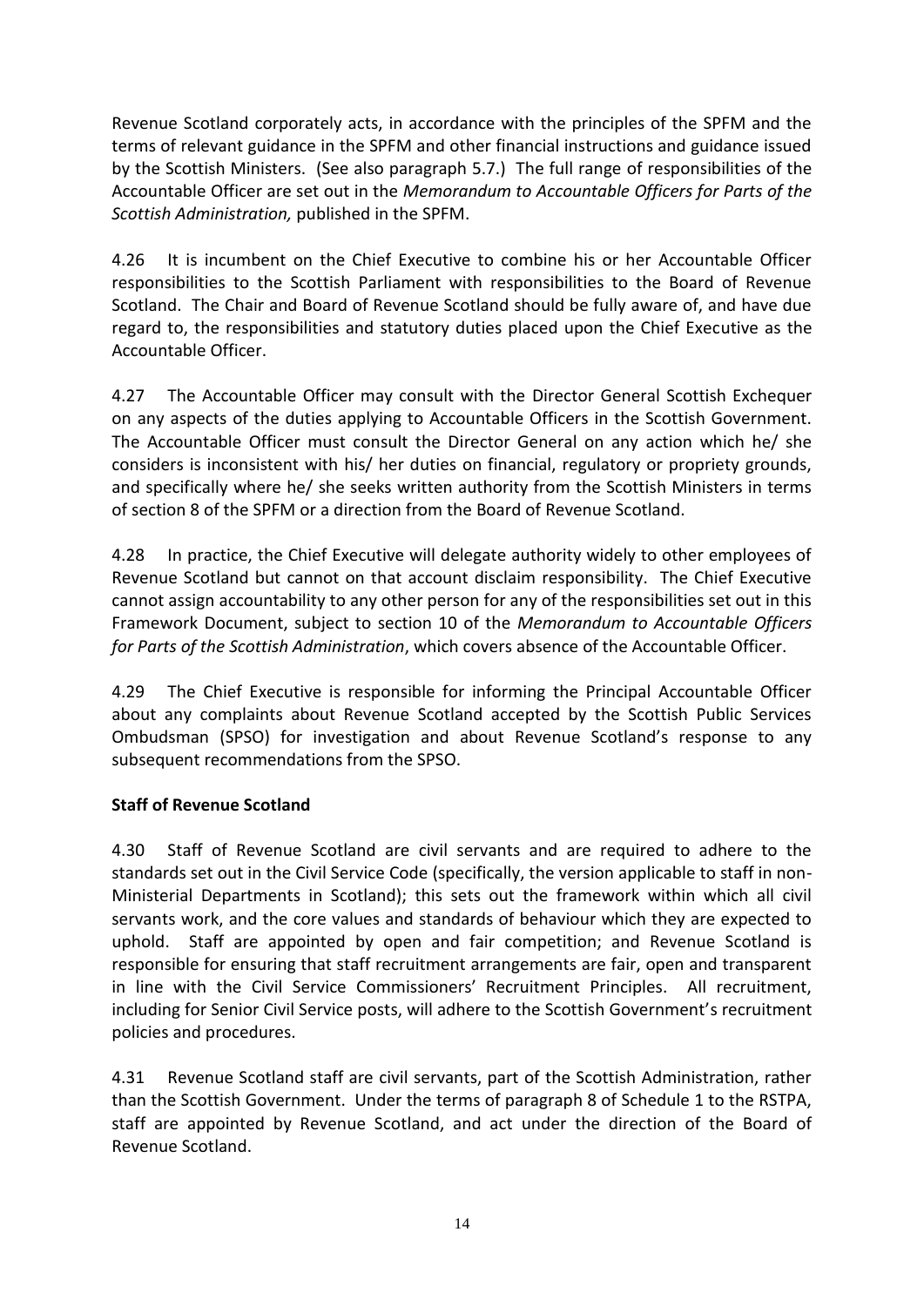Revenue Scotland corporately acts, in accordance with the principles of the SPFM and the terms of relevant guidance in the SPFM and other financial instructions and guidance issued by the Scottish Ministers. (See also paragraph 5.7.) The full range of responsibilities of the Accountable Officer are set out in the *Memorandum to Accountable Officers for Parts of the Scottish Administration,* published in the SPFM.

4.26 It is incumbent on the Chief Executive to combine his or her Accountable Officer responsibilities to the Scottish Parliament with responsibilities to the Board of Revenue Scotland. The Chair and Board of Revenue Scotland should be fully aware of, and have due regard to, the responsibilities and statutory duties placed upon the Chief Executive as the Accountable Officer.

4.27 The Accountable Officer may consult with the Director General Scottish Exchequer on any aspects of the duties applying to Accountable Officers in the Scottish Government. The Accountable Officer must consult the Director General on any action which he/ she considers is inconsistent with his/ her duties on financial, regulatory or propriety grounds, and specifically where he/ she seeks written authority from the Scottish Ministers in terms of section 8 of the SPFM or a direction from the Board of Revenue Scotland.

4.28 In practice, the Chief Executive will delegate authority widely to other employees of Revenue Scotland but cannot on that account disclaim responsibility. The Chief Executive cannot assign accountability to any other person for any of the responsibilities set out in this Framework Document, subject to section 10 of the *Memorandum to Accountable Officers for Parts of the Scottish Administration*, which covers absence of the Accountable Officer.

4.29 The Chief Executive is responsible for informing the Principal Accountable Officer about any complaints about Revenue Scotland accepted by the Scottish Public Services Ombudsman (SPSO) for investigation and about Revenue Scotland's response to any subsequent recommendations from the SPSO.

**Staff of Revenue Scotland**

4.30 Staff of Revenue Scotland are civil servants and are required to adhere to the standards set out in the Civil Service Code (specifically, the version applicable to staff in non-Ministerial Departments in Scotland); this sets out the framework within which all civil servants work, and the core values and standards of behaviour which they are expected to uphold. Staff are appointed by open and fair competition; and Revenue Scotland is responsible for ensuring that staff recruitment arrangements are fair, open and transparent in line with the Civil Service Commissioners' Recruitment Principles. All recruitment, including for Senior Civil Service posts, will adhere to the Scottish Government's recruitment policies and procedures.

4.31 Revenue Scotland staff are civil servants, part of the Scottish Administration, rather than the Scottish Government. Under the terms of paragraph 8 of Schedule 1 to the RSTPA, staff are appointed by Revenue Scotland, and act under the direction of the Board of Revenue Scotland.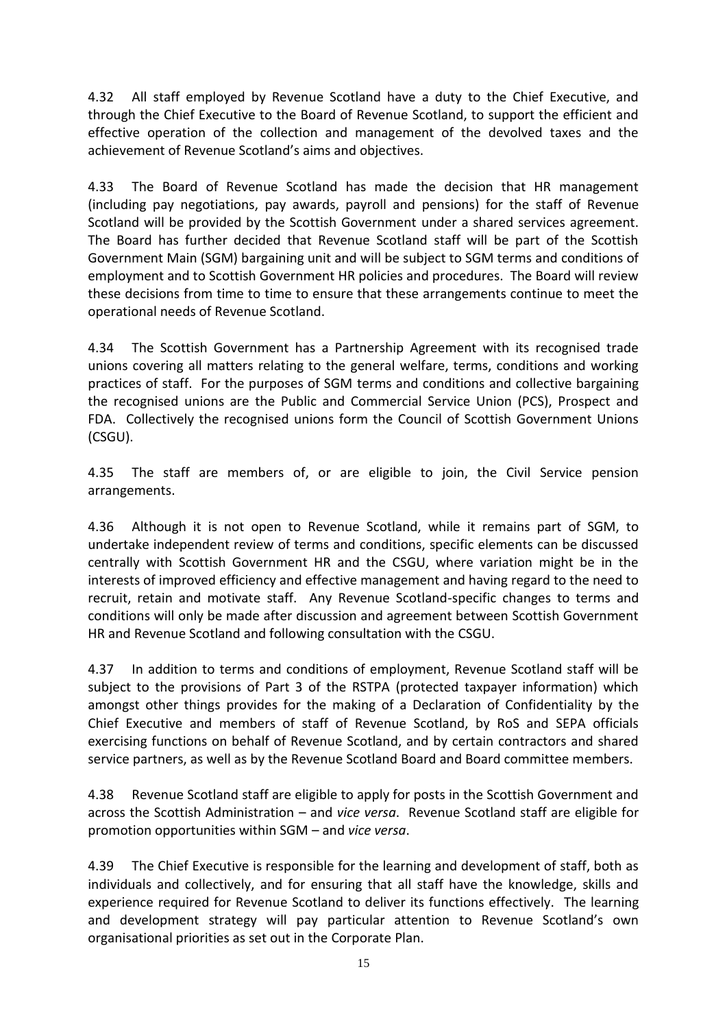4.32 All staff employed by Revenue Scotland have a duty to the Chief Executive, and through the Chief Executive to the Board of Revenue Scotland, to support the efficient and effective operation of the collection and management of the devolved taxes and the achievement of Revenue Scotland's aims and objectives.

4.33 The Board of Revenue Scotland has made the decision that HR management (including pay negotiations, pay awards, payroll and pensions) for the staff of Revenue Scotland will be provided by the Scottish Government under a shared services agreement. The Board has further decided that Revenue Scotland staff will be part of the Scottish Government Main (SGM) bargaining unit and will be subject to SGM terms and conditions of employment and to Scottish Government HR policies and procedures. The Board will review these decisions from time to time to ensure that these arrangements continue to meet the operational needs of Revenue Scotland.

4.34 The Scottish Government has a Partnership Agreement with its recognised trade unions covering all matters relating to the general welfare, terms, conditions and working practices of staff. For the purposes of SGM terms and conditions and collective bargaining the recognised unions are the Public and Commercial Service Union (PCS), Prospect and FDA. Collectively the recognised unions form the Council of Scottish Government Unions (CSGU).

4.35 The staff are members of, or are eligible to join, the Civil Service pension arrangements.

4.36 Although it is not open to Revenue Scotland, while it remains part of SGM, to undertake independent review of terms and conditions, specific elements can be discussed centrally with Scottish Government HR and the CSGU, where variation might be in the interests of improved efficiency and effective management and having regard to the need to recruit, retain and motivate staff. Any Revenue Scotland-specific changes to terms and conditions will only be made after discussion and agreement between Scottish Government HR and Revenue Scotland and following consultation with the CSGU.

4.37 In addition to terms and conditions of employment, Revenue Scotland staff will be subject to the provisions of Part 3 of the RSTPA (protected taxpayer information) which amongst other things provides for the making of a Declaration of Confidentiality by the Chief Executive and members of staff of Revenue Scotland, by RoS and SEPA officials exercising functions on behalf of Revenue Scotland, and by certain contractors and shared service partners, as well as by the Revenue Scotland Board and Board committee members.

4.38 Revenue Scotland staff are eligible to apply for posts in the Scottish Government and across the Scottish Administration – and *vice versa*. Revenue Scotland staff are eligible for promotion opportunities within SGM – and *vice versa*.

4.39 The Chief Executive is responsible for the learning and development of staff, both as individuals and collectively, and for ensuring that all staff have the knowledge, skills and experience required for Revenue Scotland to deliver its functions effectively. The learning and development strategy will pay particular attention to Revenue Scotland's own organisational priorities as set out in the Corporate Plan.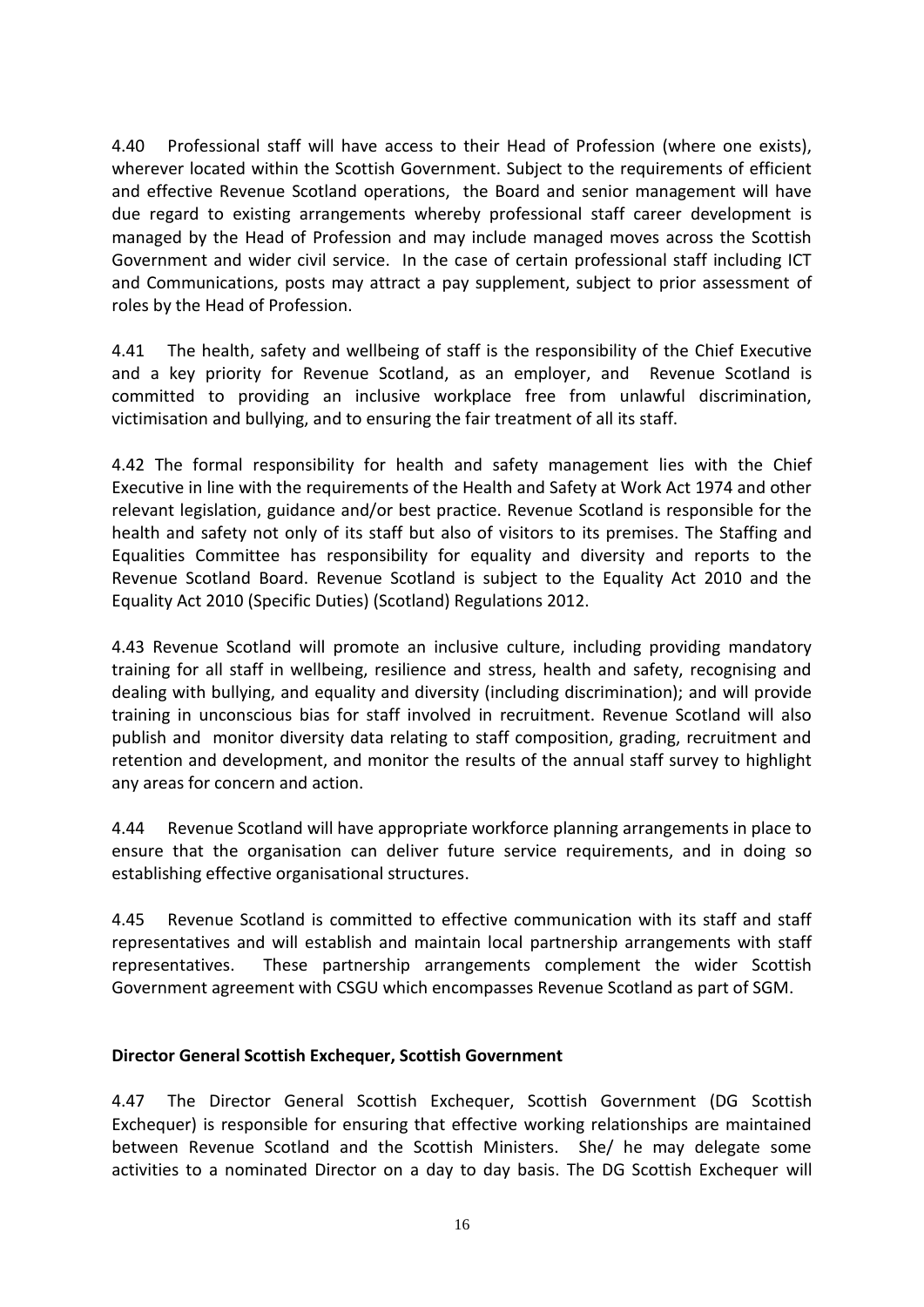4.40 Professional staff will have access to their Head of Profession (where one exists), wherever located within the Scottish Government. Subject to the requirements of efficient and effective Revenue Scotland operations, the Board and senior management will have due regard to existing arrangements whereby professional staff career development is managed by the Head of Profession and may include managed moves across the Scottish Government and wider civil service. In the case of certain professional staff including ICT and Communications, posts may attract a pay supplement, subject to prior assessment of roles by the Head of Profession.

4.41 The health, safety and wellbeing of staff is the responsibility of the Chief Executive and a key priority for Revenue Scotland, as an employer, and Revenue Scotland is committed to providing an inclusive workplace free from unlawful discrimination, victimisation and bullying, and to ensuring the fair treatment of all its staff.

4.42 The formal responsibility for health and safety management lies with the Chief Executive in line with the requirements of the Health and Safety at Work Act 1974 and other relevant legislation, guidance and/or best practice. Revenue Scotland is responsible for the health and safety not only of its staff but also of visitors to its premises. The Staffing and Equalities Committee has responsibility for equality and diversity and reports to the Revenue Scotland Board. Revenue Scotland is subject to the Equality Act 2010 and the Equality Act 2010 (Specific Duties) (Scotland) Regulations 2012.

4.43 Revenue Scotland will promote an inclusive culture, including providing mandatory training for all staff in wellbeing, resilience and stress, health and safety, recognising and dealing with bullying, and equality and diversity (including discrimination); and will provide training in unconscious bias for staff involved in recruitment. Revenue Scotland will also publish and monitor diversity data relating to staff composition, grading, recruitment and retention and development, and monitor the results of the annual staff survey to highlight any areas for concern and action.

4.44 Revenue Scotland will have appropriate workforce planning arrangements in place to ensure that the organisation can deliver future service requirements, and in doing so establishing effective organisational structures.

4.45 Revenue Scotland is committed to effective communication with its staff and staff representatives and will establish and maintain local partnership arrangements with staff representatives. These partnership arrangements complement the wider Scottish Government agreement with CSGU which encompasses Revenue Scotland as part of SGM.

**Director General Scottish Exchequer, Scottish Government**

4.47 The Director General Scottish Exchequer, Scottish Government (DG Scottish Exchequer) is responsible for ensuring that effective working relationships are maintained between Revenue Scotland and the Scottish Ministers. She/ he may delegate some activities to a nominated Director on a day to day basis. The DG Scottish Exchequer will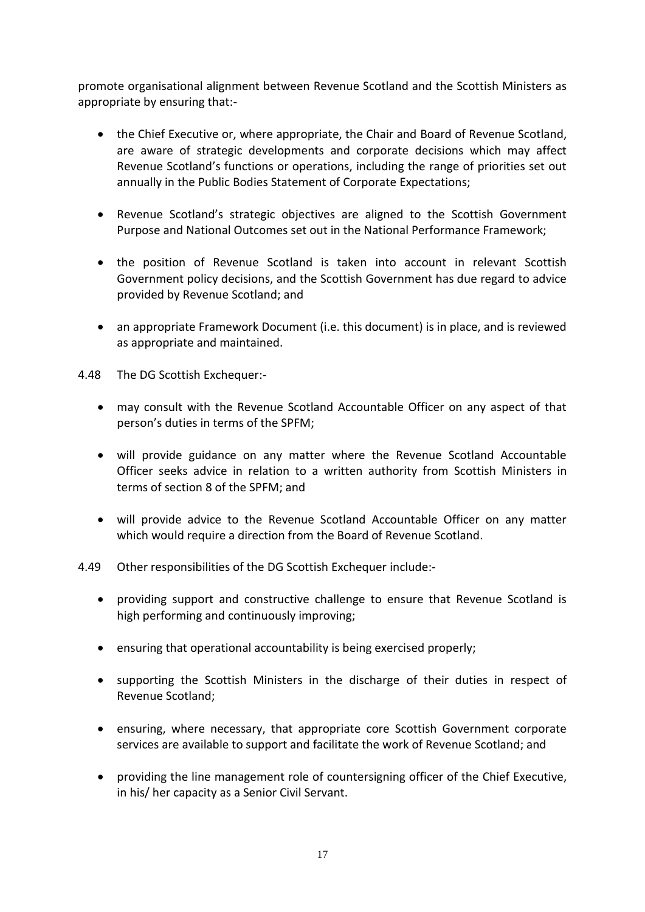promote organisational alignment between Revenue Scotland and the Scottish Ministers as appropriate by ensuring that:-

- the Chief Executive or, where appropriate, the Chair and Board of Revenue Scotland, are aware of strategic developments and corporate decisions which may affect Revenue Scotland's functions or operations, including the range of priorities set out annually in the Public Bodies Statement of Corporate Expectations;

- Revenue Scotland's strategic objectives are aligned to the Scottish Government Purpose and National Outcomes set out in the National Performance Framework;

- the position of Revenue Scotland is taken into account in relevant Scottish Government policy decisions, and the Scottish Government has due regard to advice provided by Revenue Scotland; and

- an appropriate Framework Document (i.e. this document) is in place, and is reviewed as appropriate and maintained.

4.48 The DG Scottish Exchequer:-

- may consult with the Revenue Scotland Accountable Officer on any aspect of that person's duties in terms of the SPFM;

- will provide guidance on any matter where the Revenue Scotland Accountable Officer seeks advice in relation to a written authority from Scottish Ministers in terms of section 8 of the SPFM; and

- will provide advice to the Revenue Scotland Accountable Officer on any matter which would require a direction from the Board of Revenue Scotland.

4.49 Other responsibilities of the DG Scottish Exchequer include:-

- providing support and constructive challenge to ensure that Revenue Scotland is high performing and continuously improving;

- ensuring that operational accountability is being exercised properly;

- supporting the Scottish Ministers in the discharge of their duties in respect of Revenue Scotland;

- ensuring, where necessary, that appropriate core Scottish Government corporate services are available to support and facilitate the work of Revenue Scotland; and

- providing the line management role of countersigning officer of the Chief Executive, in his/ her capacity as a Senior Civil Servant.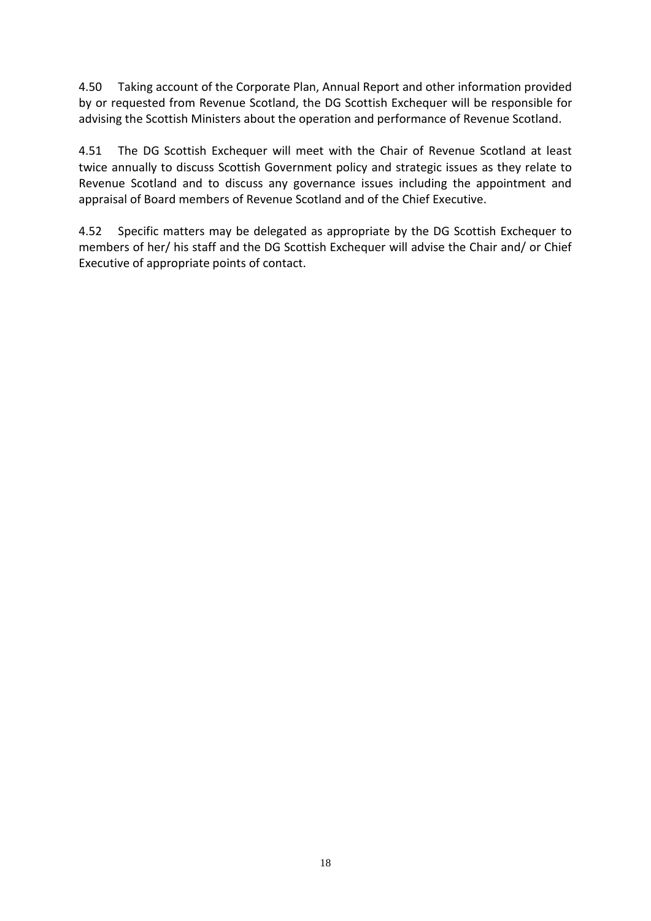4.50 Taking account of the Corporate Plan, Annual Report and other information provided by or requested from Revenue Scotland, the DG Scottish Exchequer will be responsible for advising the Scottish Ministers about the operation and performance of Revenue Scotland.

4.51 The DG Scottish Exchequer will meet with the Chair of Revenue Scotland at least twice annually to discuss Scottish Government policy and strategic issues as they relate to Revenue Scotland and to discuss any governance issues including the appointment and appraisal of Board members of Revenue Scotland and of the Chief Executive.

4.52 Specific matters may be delegated as appropriate by the DG Scottish Exchequer to members of her/ his staff and the DG Scottish Exchequer will advise the Chair and/ or Chief Executive of appropriate points of contact.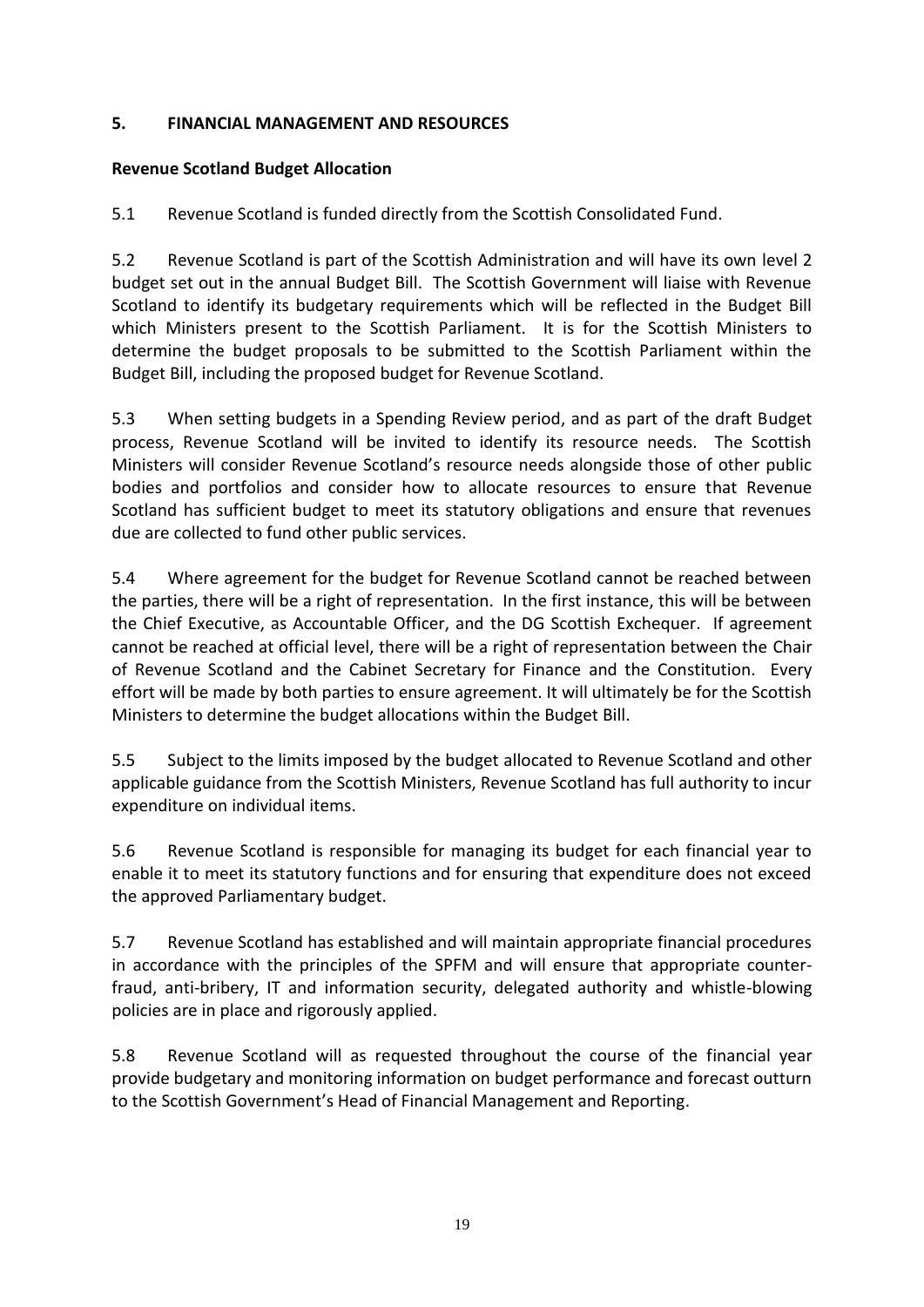## 5. FINANCIAL MANAGEMENT AND RESOURCES

### Revenue Scotland Budget Allocation

5.1 Revenue Scotland is funded directly from the Scottish Consolidated Fund.

5.2 Revenue Scotland is part of the Scottish Administration and will have its own level 2 budget set out in the annual Budget Bill. The Scottish Government will liaise with Revenue Scotland to identify its budgetary requirements which will be reflected in the Budget Bill which Ministers present to the Scottish Parliament. It is for the Scottish Ministers to determine the budget proposals to be submitted to the Scottish Parliament within the Budget Bill, including the proposed budget for Revenue Scotland.

5.3 When setting budgets in a Spending Review period, and as part of the draft Budget process, Revenue Scotland will be invited to identify its resource needs. The Scottish Ministers will consider Revenue Scotland's resource needs alongside those of other public bodies and portfolios and consider how to allocate resources to ensure that Revenue Scotland has sufficient budget to meet its statutory obligations and ensure that revenues due are collected to fund other public services.

5.4 Where agreement for the budget for Revenue Scotland cannot be reached between the parties, there will be a right of representation. In the first instance, this will be between the Chief Executive, as Accountable Officer, and the DG Scottish Exchequer. If agreement cannot be reached at official level, there will be a right of representation between the Chair of Revenue Scotland and the Cabinet Secretary for Finance and the Constitution. Every effort will be made by both parties to ensure agreement. It will ultimately be for the Scottish Ministers to determine the budget allocations within the Budget Bill.

5.5 Subject to the limits imposed by the budget allocated to Revenue Scotland and other applicable guidance from the Scottish Ministers, Revenue Scotland has full authority to incur expenditure on individual items.

5.6 Revenue Scotland is responsible for managing its budget for each financial year to enable it to meet its statutory functions and for ensuring that expenditure does not exceed the approved Parliamentary budget.

5.7 Revenue Scotland has established and will maintain appropriate financial procedures in accordance with the principles of the SPFM and will ensure that appropriate counter-fraud, anti-bribery, IT and information security, delegated authority and whistle-blowing policies are in place and rigorously applied.

5.8 Revenue Scotland will as requested throughout the course of the financial year provide budgetary and monitoring information on budget performance and forecast outturn to the Scottish Government's Head of Financial Management and Reporting.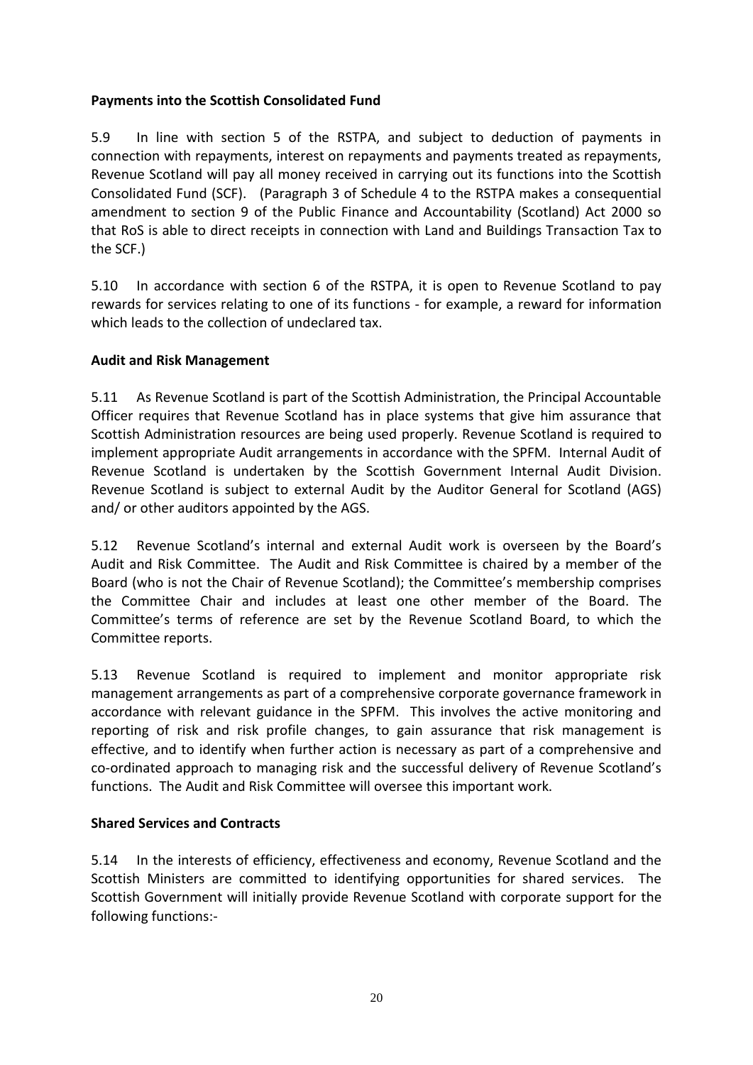**Payments into the Scottish Consolidated Fund**

5.9 In line with section 5 of the RSTPA, and subject to deduction of payments in connection with repayments, interest on repayments and payments treated as repayments, Revenue Scotland will pay all money received in carrying out its functions into the Scottish Consolidated Fund (SCF). (Paragraph 3 of Schedule 4 to the RSTPA makes a consequential amendment to section 9 of the Public Finance and Accountability (Scotland) Act 2000 so that RoS is able to direct receipts in connection with Land and Buildings Transaction Tax to the SCF.)

5.10 In accordance with section 6 of the RSTPA, it is open to Revenue Scotland to pay rewards for services relating to one of its functions - for example, a reward for information which leads to the collection of undeclared tax.

**Audit and Risk Management**

5.11 As Revenue Scotland is part of the Scottish Administration, the Principal Accountable Officer requires that Revenue Scotland has in place systems that give him assurance that Scottish Administration resources are being used properly. Revenue Scotland is required to implement appropriate Audit arrangements in accordance with the SPFM. Internal Audit of Revenue Scotland is undertaken by the Scottish Government Internal Audit Division. Revenue Scotland is subject to external Audit by the Auditor General for Scotland (AGS) and/ or other auditors appointed by the AGS.

5.12 Revenue Scotland's internal and external Audit work is overseen by the Board's Audit and Risk Committee. The Audit and Risk Committee is chaired by a member of the Board (who is not the Chair of Revenue Scotland); the Committee's membership comprises the Committee Chair and includes at least one other member of the Board. The Committee's terms of reference are set by the Revenue Scotland Board, to which the Committee reports.

5.13 Revenue Scotland is required to implement and monitor appropriate risk management arrangements as part of a comprehensive corporate governance framework in accordance with relevant guidance in the SPFM. This involves the active monitoring and reporting of risk and risk profile changes, to gain assurance that risk management is effective, and to identify when further action is necessary as part of a comprehensive and co-ordinated approach to managing risk and the successful delivery of Revenue Scotland's functions. The Audit and Risk Committee will oversee this important work.

**Shared Services and Contracts**

5.14 In the interests of efficiency, effectiveness and economy, Revenue Scotland and the Scottish Ministers are committed to identifying opportunities for shared services. The Scottish Government will initially provide Revenue Scotland with corporate support for the following functions:-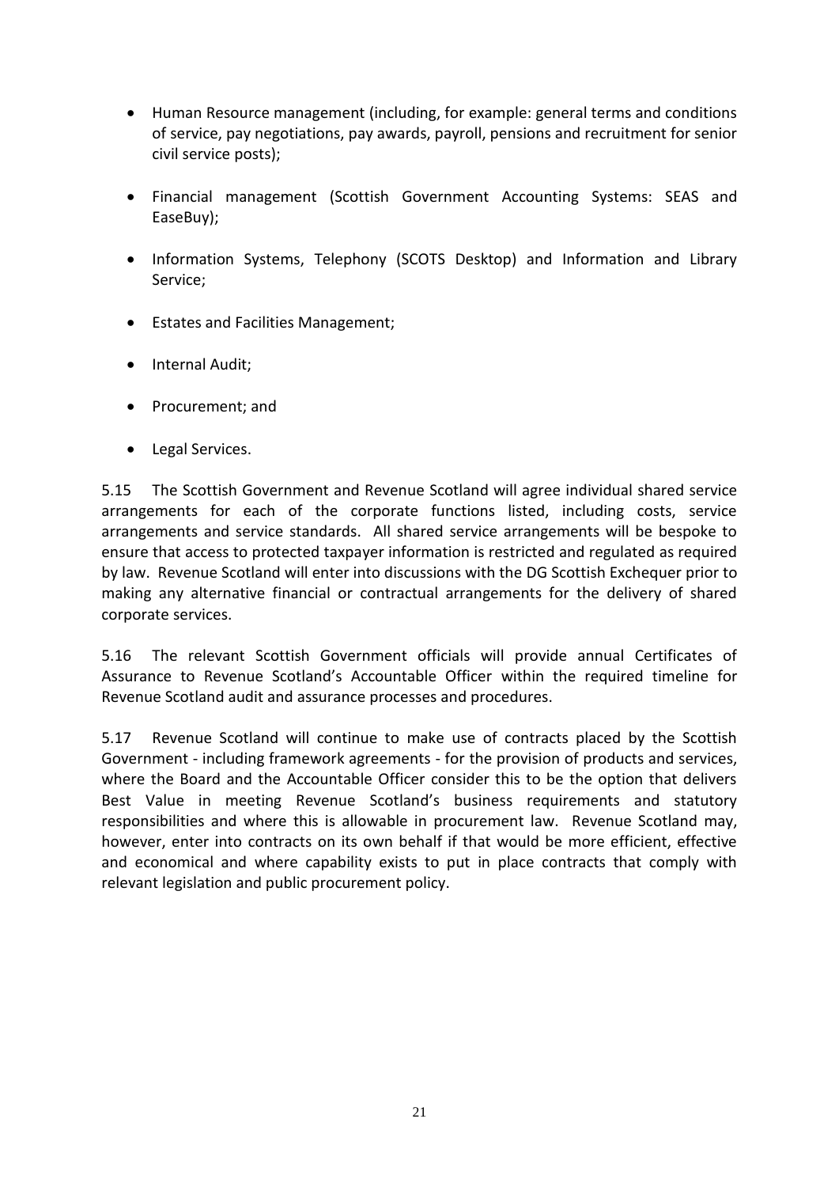- Human Resource management (including, for example: general terms and conditions of service, pay negotiations, pay awards, payroll, pensions and recruitment for senior civil service posts);
- Financial management (Scottish Government Accounting Systems: SEAS and EaseBuy);
- Information Systems, Telephony (SCOTS Desktop) and Information and Library Service;
- Estates and Facilities Management;
- Internal Audit;
- Procurement; and
- Legal Services.

5.15 The Scottish Government and Revenue Scotland will agree individual shared service arrangements for each of the corporate functions listed, including costs, service arrangements and service standards. All shared service arrangements will be bespoke to ensure that access to protected taxpayer information is restricted and regulated as required by law. Revenue Scotland will enter into discussions with the DG Scottish Exchequer prior to making any alternative financial or contractual arrangements for the delivery of shared corporate services.

5.16 The relevant Scottish Government officials will provide annual Certificates of Assurance to Revenue Scotland's Accountable Officer within the required timeline for Revenue Scotland audit and assurance processes and procedures.

5.17 Revenue Scotland will continue to make use of contracts placed by the Scottish Government - including framework agreements - for the provision of products and services, where the Board and the Accountable Officer consider this to be the option that delivers Best Value in meeting Revenue Scotland's business requirements and statutory responsibilities and where this is allowable in procurement law. Revenue Scotland may, however, enter into contracts on its own behalf if that would be more efficient, effective and economical and where capability exists to put in place contracts that comply with relevant legislation and public procurement policy.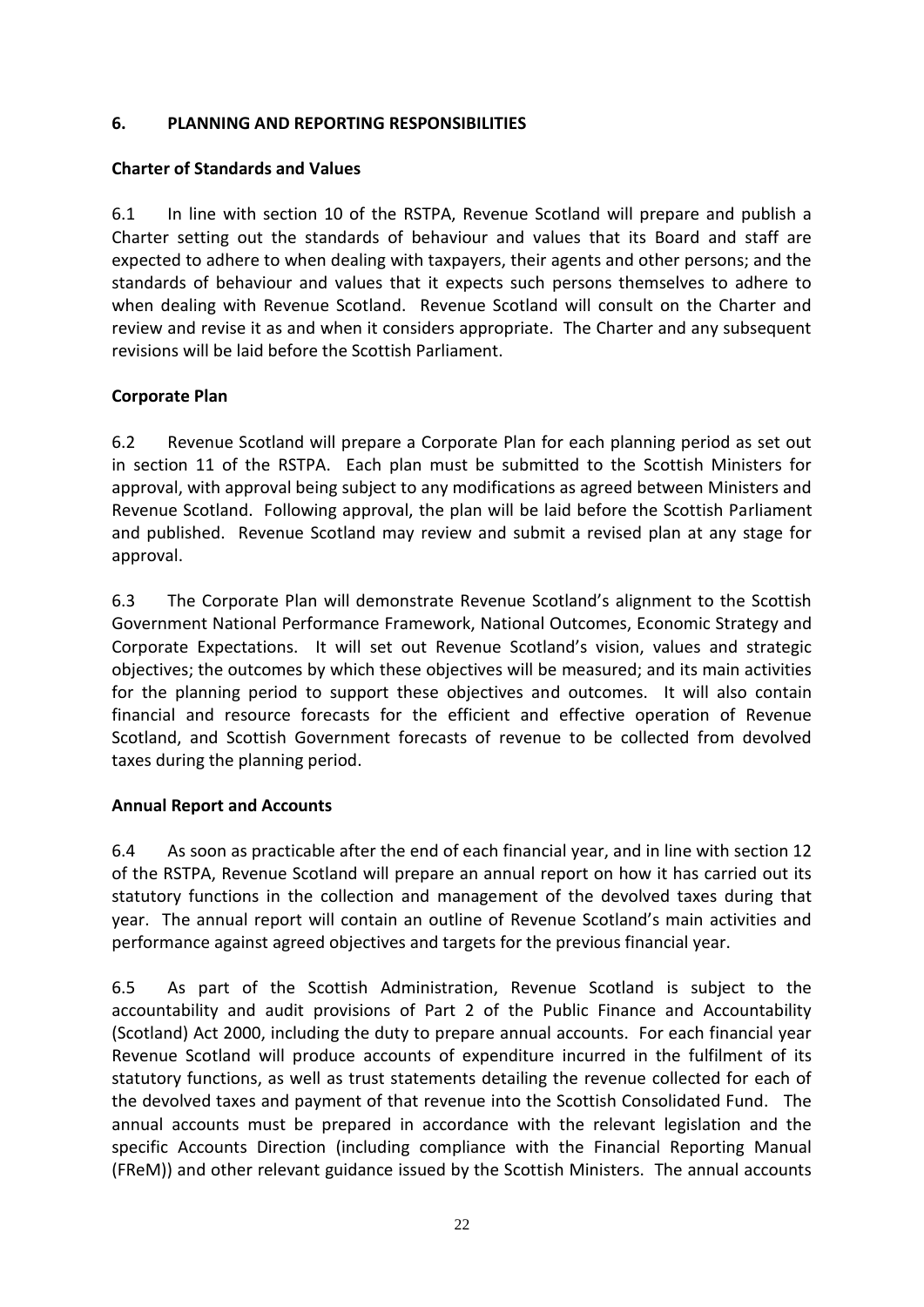## 6. PLANNING AND REPORTING RESPONSIBILITIES

### Charter of Standards and Values

6.1 In line with section 10 of the RSTPA, Revenue Scotland will prepare and publish a Charter setting out the standards of behaviour and values that its Board and staff are expected to adhere to when dealing with taxpayers, their agents and other persons; and the standards of behaviour and values that it expects such persons themselves to adhere to when dealing with Revenue Scotland. Revenue Scotland will consult on the Charter and review and revise it as and when it considers appropriate. The Charter and any subsequent revisions will be laid before the Scottish Parliament.

### Corporate Plan

6.2 Revenue Scotland will prepare a Corporate Plan for each planning period as set out in section 11 of the RSTPA. Each plan must be submitted to the Scottish Ministers for approval, with approval being subject to any modifications as agreed between Ministers and Revenue Scotland. Following approval, the plan will be laid before the Scottish Parliament and published. Revenue Scotland may review and submit a revised plan at any stage for approval.

6.3 The Corporate Plan will demonstrate Revenue Scotland's alignment to the Scottish Government National Performance Framework, National Outcomes, Economic Strategy and Corporate Expectations. It will set out Revenue Scotland's vision, values and strategic objectives; the outcomes by which these objectives will be measured; and its main activities for the planning period to support these objectives and outcomes. It will also contain financial and resource forecasts for the efficient and effective operation of Revenue Scotland, and Scottish Government forecasts of revenue to be collected from devolved taxes during the planning period.

### Annual Report and Accounts

6.4 As soon as practicable after the end of each financial year, and in line with section 12 of the RSTPA, Revenue Scotland will prepare an annual report on how it has carried out its statutory functions in the collection and management of the devolved taxes during that year. The annual report will contain an outline of Revenue Scotland's main activities and performance against agreed objectives and targets for the previous financial year.

6.5 As part of the Scottish Administration, Revenue Scotland is subject to the accountability and audit provisions of Part 2 of the Public Finance and Accountability (Scotland) Act 2000, including the duty to prepare annual accounts. For each financial year Revenue Scotland will produce accounts of expenditure incurred in the fulfilment of its statutory functions, as well as trust statements detailing the revenue collected for each of the devolved taxes and payment of that revenue into the Scottish Consolidated Fund. The annual accounts must be prepared in accordance with the relevant legislation and the specific Accounts Direction (including compliance with the Financial Reporting Manual (FReM)) and other relevant guidance issued by the Scottish Ministers. The annual accounts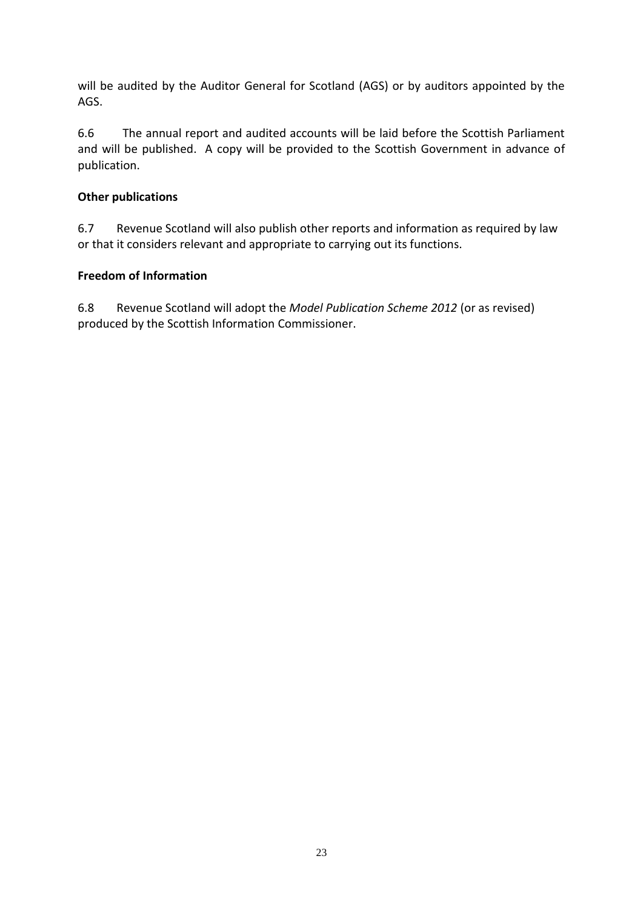will be audited by the Auditor General for Scotland (AGS) or by auditors appointed by the AGS.

6.6 The annual report and audited accounts will be laid before the Scottish Parliament and will be published. A copy will be provided to the Scottish Government in advance of publication.

**Other publications**

6.7 Revenue Scotland will also publish other reports and information as required by law or that it considers relevant and appropriate to carrying out its functions.

**Freedom of Information**

6.8 Revenue Scotland will adopt the *Model Publication Scheme 2012* (or as revised) produced by the Scottish Information Commissioner.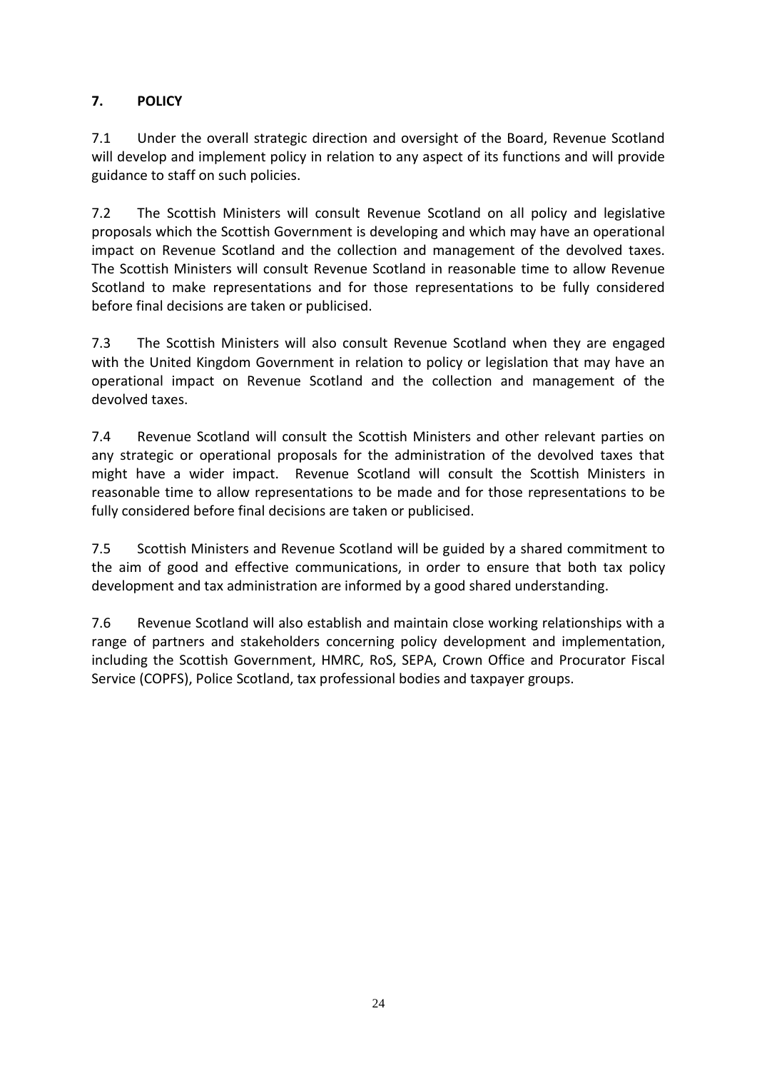## 7. POLICY

7.1 Under the overall strategic direction and oversight of the Board, Revenue Scotland will develop and implement policy in relation to any aspect of its functions and will provide guidance to staff on such policies.

7.2 The Scottish Ministers will consult Revenue Scotland on all policy and legislative proposals which the Scottish Government is developing and which may have an operational impact on Revenue Scotland and the collection and management of the devolved taxes. The Scottish Ministers will consult Revenue Scotland in reasonable time to allow Revenue Scotland to make representations and for those representations to be fully considered before final decisions are taken or publicised.

7.3 The Scottish Ministers will also consult Revenue Scotland when they are engaged with the United Kingdom Government in relation to policy or legislation that may have an operational impact on Revenue Scotland and the collection and management of the devolved taxes.

7.4 Revenue Scotland will consult the Scottish Ministers and other relevant parties on any strategic or operational proposals for the administration of the devolved taxes that might have a wider impact. Revenue Scotland will consult the Scottish Ministers in reasonable time to allow representations to be made and for those representations to be fully considered before final decisions are taken or publicised.

7.5 Scottish Ministers and Revenue Scotland will be guided by a shared commitment to the aim of good and effective communications, in order to ensure that both tax policy development and tax administration are informed by a good shared understanding.

7.6 Revenue Scotland will also establish and maintain close working relationships with a range of partners and stakeholders concerning policy development and implementation, including the Scottish Government, HMRC, RoS, SEPA, Crown Office and Procurator Fiscal Service (COPFS), Police Scotland, tax professional bodies and taxpayer groups.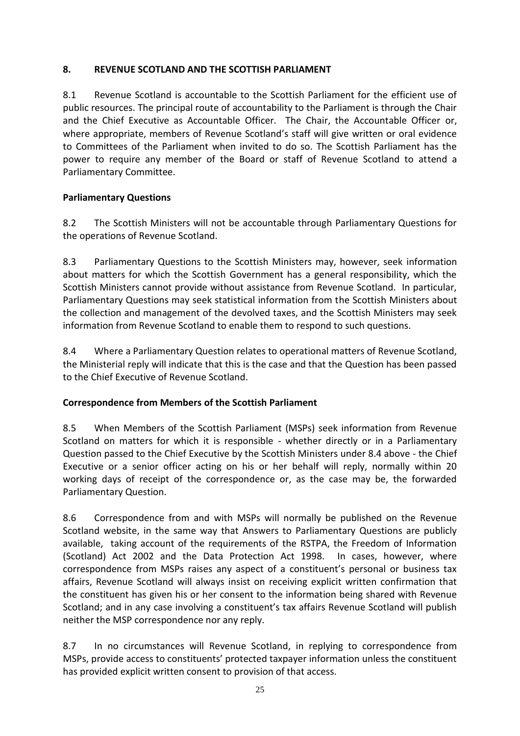## 8. REVENUE SCOTLAND AND THE SCOTTISH PARLIAMENT

8.1 Revenue Scotland is accountable to the Scottish Parliament for the efficient use of public resources. The principal route of accountability to the Parliament is through the Chair and the Chief Executive as Accountable Officer. The Chair, the Accountable Officer or, where appropriate, members of Revenue Scotland's staff will give written or oral evidence to Committees of the Parliament when invited to do so. The Scottish Parliament has the power to require any member of the Board or staff of Revenue Scotland to attend a Parliamentary Committee.

### Parliamentary Questions

8.2 The Scottish Ministers will not be accountable through Parliamentary Questions for the operations of Revenue Scotland.

8.3 Parliamentary Questions to the Scottish Ministers may, however, seek information about matters for which the Scottish Government has a general responsibility, which the Scottish Ministers cannot provide without assistance from Revenue Scotland. In particular, Parliamentary Questions may seek statistical information from the Scottish Ministers about the collection and management of the devolved taxes, and the Scottish Ministers may seek information from Revenue Scotland to enable them to respond to such questions.

8.4 Where a Parliamentary Question relates to operational matters of Revenue Scotland, the Ministerial reply will indicate that this is the case and that the Question has been passed to the Chief Executive of Revenue Scotland.

### Correspondence from Members of the Scottish Parliament

8.5 When Members of the Scottish Parliament (MSPs) seek information from Revenue Scotland on matters for which it is responsible - whether directly or in a Parliamentary Question passed to the Chief Executive by the Scottish Ministers under 8.4 above - the Chief Executive or a senior officer acting on his or her behalf will reply, normally within 20 working days of receipt of the correspondence or, as the case may be, the forwarded Parliamentary Question.

8.6 Correspondence from and with MSPs will normally be published on the Revenue Scotland website, in the same way that Answers to Parliamentary Questions are publicly available, taking account of the requirements of the RSTPA, the Freedom of Information (Scotland) Act 2002 and the Data Protection Act 1998. In cases, however, where correspondence from MSPs raises any aspect of a constituent's personal or business tax affairs, Revenue Scotland will always insist on receiving explicit written confirmation that the constituent has given his or her consent to the information being shared with Revenue Scotland; and in any case involving a constituent's tax affairs Revenue Scotland will publish neither the MSP correspondence nor any reply.

8.7 In no circumstances will Revenue Scotland, in replying to correspondence from MSPs, provide access to constituents' protected taxpayer information unless the constituent has provided explicit written consent to provision of that access.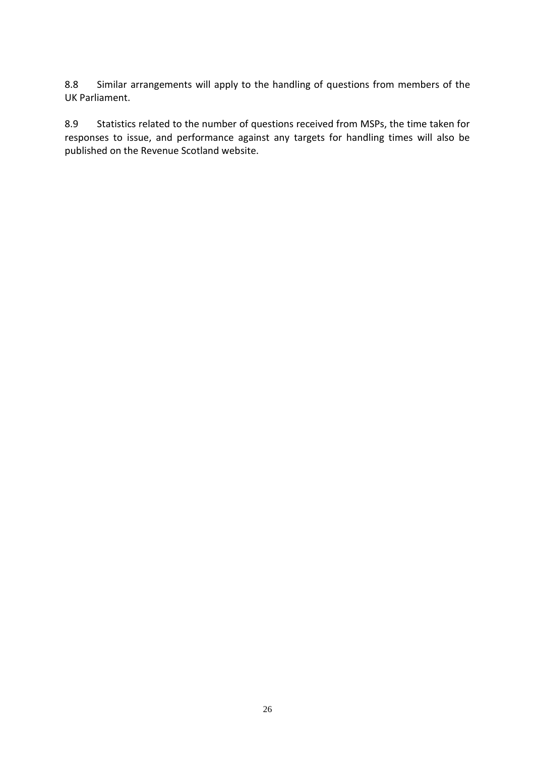8.8 Similar arrangements will apply to the handling of questions from members of the UK Parliament.

8.9 Statistics related to the number of questions received from MSPs, the time taken for responses to issue, and performance against any targets for handling times will also be published on the Revenue Scotland website.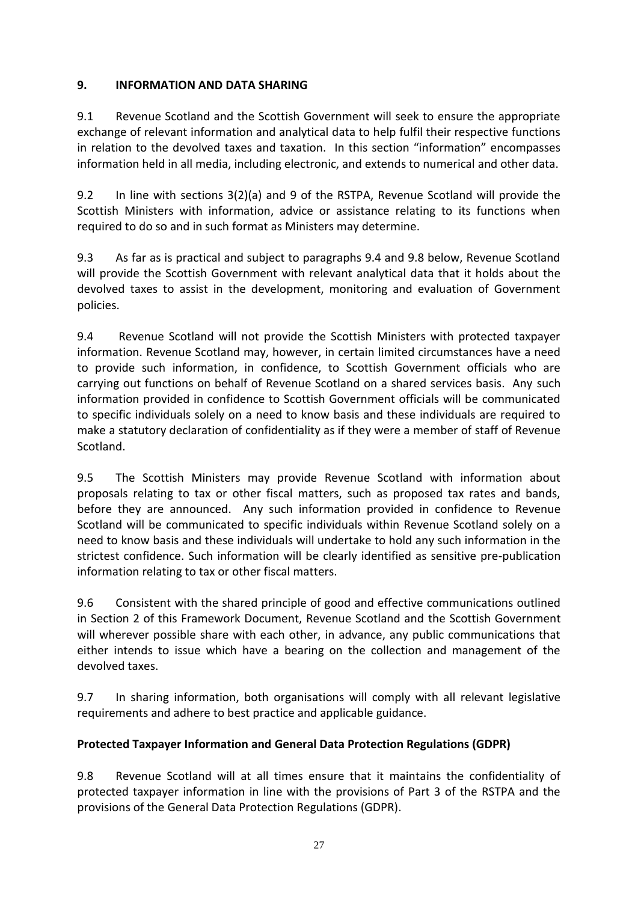## 9. INFORMATION AND DATA SHARING

9.1 Revenue Scotland and the Scottish Government will seek to ensure the appropriate exchange of relevant information and analytical data to help fulfil their respective functions in relation to the devolved taxes and taxation. In this section "information" encompasses information held in all media, including electronic, and extends to numerical and other data.

9.2 In line with sections 3(2)(a) and 9 of the RSTPA, Revenue Scotland will provide the Scottish Ministers with information, advice or assistance relating to its functions when required to do so and in such format as Ministers may determine.

9.3 As far as is practical and subject to paragraphs 9.4 and 9.8 below, Revenue Scotland will provide the Scottish Government with relevant analytical data that it holds about the devolved taxes to assist in the development, monitoring and evaluation of Government policies.

9.4 Revenue Scotland will not provide the Scottish Ministers with protected taxpayer information. Revenue Scotland may, however, in certain limited circumstances have a need to provide such information, in confidence, to Scottish Government officials who are carrying out functions on behalf of Revenue Scotland on a shared services basis. Any such information provided in confidence to Scottish Government officials will be communicated to specific individuals solely on a need to know basis and these individuals are required to make a statutory declaration of confidentiality as if they were a member of staff of Revenue Scotland.

9.5 The Scottish Ministers may provide Revenue Scotland with information about proposals relating to tax or other fiscal matters, such as proposed tax rates and bands, before they are announced. Any such information provided in confidence to Revenue Scotland will be communicated to specific individuals within Revenue Scotland solely on a need to know basis and these individuals will undertake to hold any such information in the strictest confidence. Such information will be clearly identified as sensitive pre-publication information relating to tax or other fiscal matters.

9.6 Consistent with the shared principle of good and effective communications outlined in Section 2 of this Framework Document, Revenue Scotland and the Scottish Government will wherever possible share with each other, in advance, any public communications that either intends to issue which have a bearing on the collection and management of the devolved taxes.

9.7 In sharing information, both organisations will comply with all relevant legislative requirements and adhere to best practice and applicable guidance.

### Protected Taxpayer Information and General Data Protection Regulations (GDPR)

9.8 Revenue Scotland will at all times ensure that it maintains the confidentiality of protected taxpayer information in line with the provisions of Part 3 of the RSTPA and the provisions of the General Data Protection Regulations (GDPR).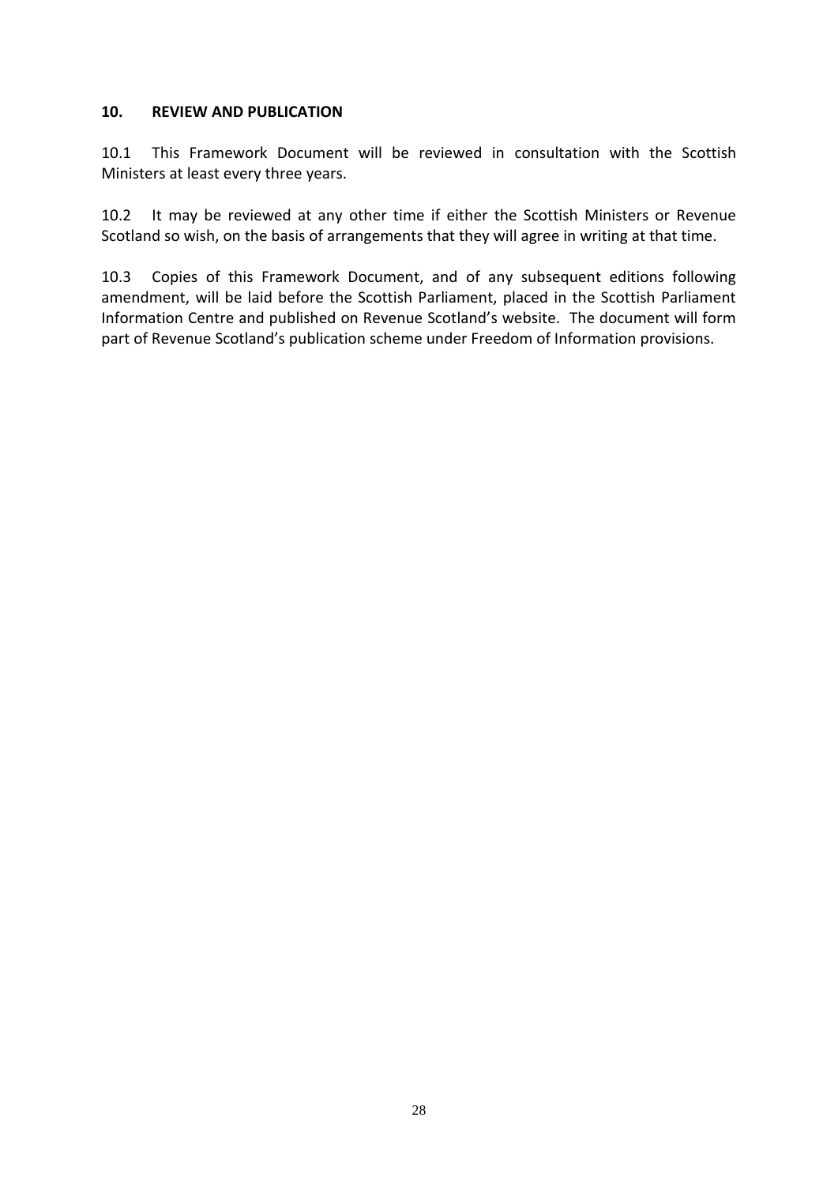## 10. REVIEW AND PUBLICATION

10.1 This Framework Document will be reviewed in consultation with the Scottish Ministers at least every three years.

10.2 It may be reviewed at any other time if either the Scottish Ministers or Revenue Scotland so wish, on the basis of arrangements that they will agree in writing at that time.

10.3 Copies of this Framework Document, and of any subsequent editions following amendment, will be laid before the Scottish Parliament, placed in the Scottish Parliament Information Centre and published on Revenue Scotland's website. The document will form part of Revenue Scotland's publication scheme under Freedom of Information provisions.